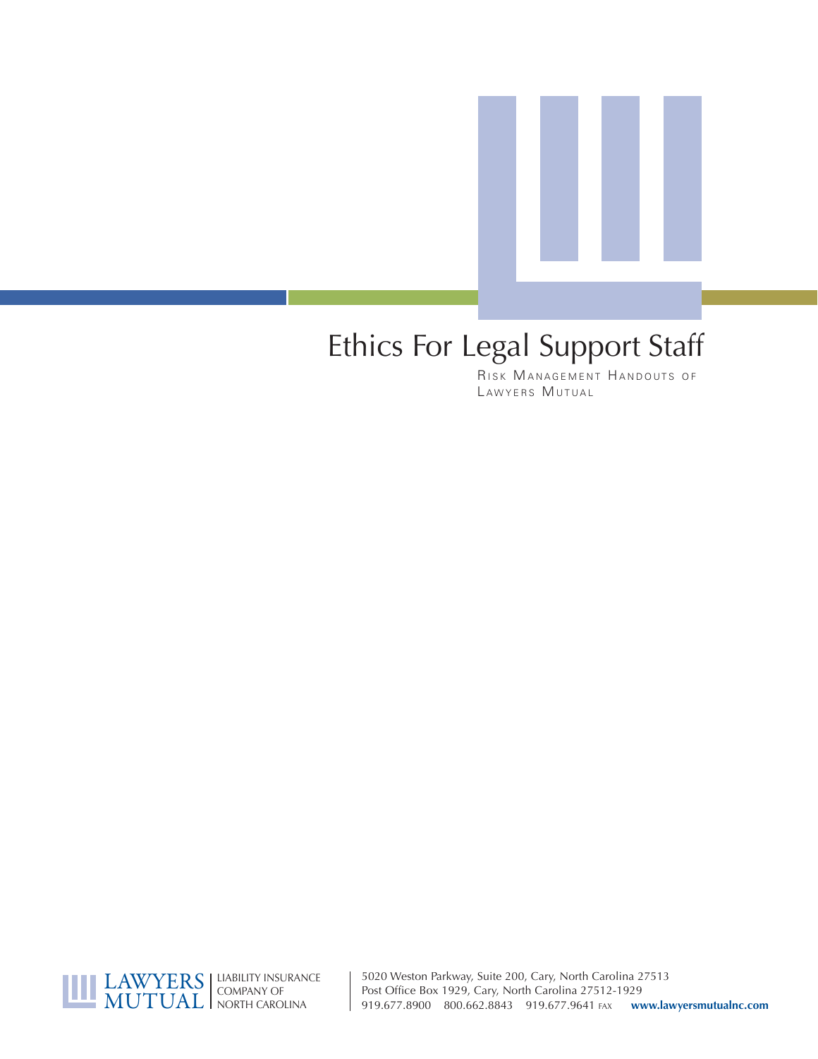# Ethics For Legal Support Staff

Risk Management Handouts of Lawyers Mutual

LAWYERS MUTUAL | LIABILITY INSURANCE COMPANY OF NORTH CAROLINA

5020 Weston Parkway, Suite 200, Cary, North Carolina 27513
Post Office Box 1929, Cary, North Carolina 27512-1929
919.677.8900 800.662.8843 919.677.9641 FAX **www.lawyersmutualnc.com**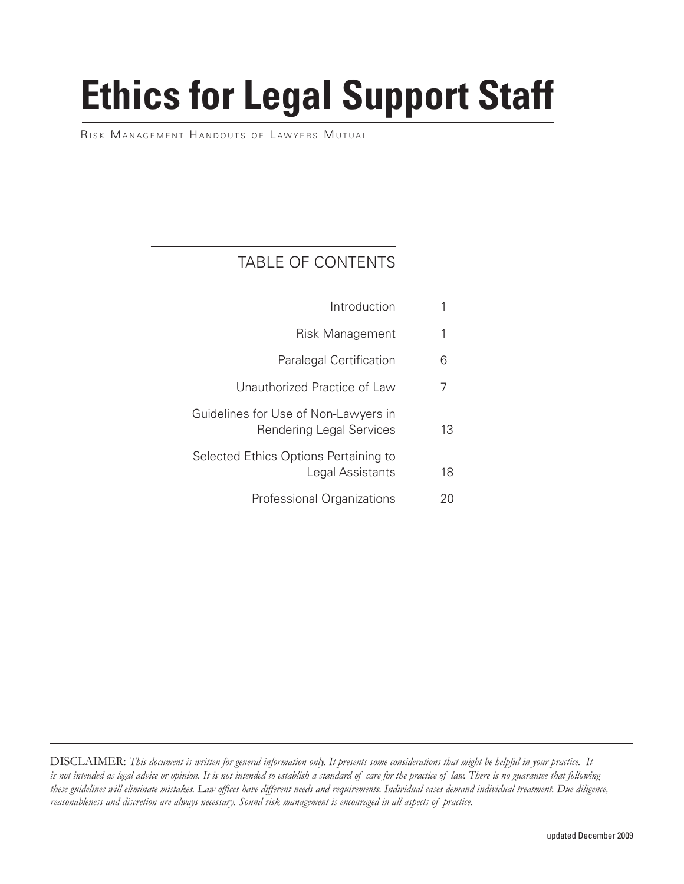# Ethics for Legal Support Staff

Risk Management Handouts of Lawyers Mutual

## TABLE OF CONTENTS

| Section | Page |
| --- | --- |
| Introduction | 1 |
| Risk Management | 1 |
| Paralegal Certification | 6 |
| Unauthorized Practice of Law | 7 |
| Guidelines for Use of Non-Lawyers in Rendering Legal Services | 13 |
| Selected Ethics Options Pertaining to Legal Assistants | 18 |
| Professional Organizations | 20 |

DISCLAIMER: *This document is written for general information only. It presents some considerations that might be helpful in your practice. It is not intended as legal advice or opinion. It is not intended to establish a standard of care for the practice of law. There is no guarantee that following these guidelines will eliminate mistakes. Law offices have different needs and requirements. Individual cases demand individual treatment. Due diligence, reasonableness and discretion are always necessary. Sound risk management is encouraged in all aspects of practice.*

updated December 2009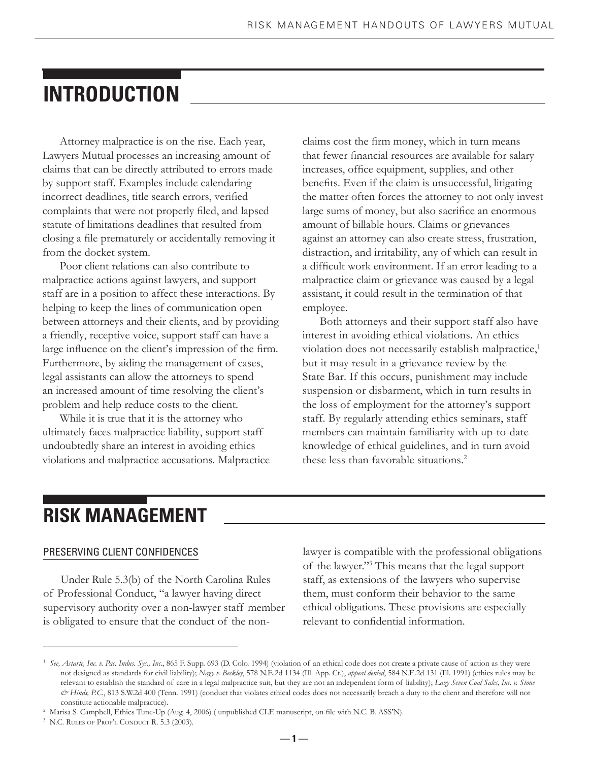# INTRODUCTION

Attorney malpractice is on the rise. Each year, Lawyers Mutual processes an increasing amount of claims that can be directly attributed to errors made by support staff. Examples include calendaring incorrect deadlines, title search errors, verified complaints that were not properly filed, and lapsed statute of limitations deadlines that resulted from closing a file prematurely or accidentally removing it from the docket system.

Poor client relations can also contribute to malpractice actions against lawyers, and support staff are in a position to affect these interactions. By helping to keep the lines of communication open between attorneys and their clients, and by providing a friendly, receptive voice, support staff can have a large influence on the client's impression of the firm. Furthermore, by aiding the management of cases, legal assistants can allow the attorneys to spend an increased amount of time resolving the client's problem and help reduce costs to the client.

While it is true that it is the attorney who ultimately faces malpractice liability, support staff undoubtedly share an interest in avoiding ethics violations and malpractice accusations. Malpractice claims cost the firm money, which in turn means that fewer financial resources are available for salary increases, office equipment, supplies, and other benefits. Even if the claim is unsuccessful, litigating the matter often forces the attorney to not only invest large sums of money, but also sacrifice an enormous amount of billable hours. Claims or grievances against an attorney can also create stress, frustration, distraction, and irritability, any of which can result in a difficult work environment. If an error leading to a malpractice claim or grievance was caused by a legal assistant, it could result in the termination of that employee.

Both attorneys and their support staff also have interest in avoiding ethical violations. An ethics violation does not necessarily establish malpractice,[1] but it may result in a grievance review by the State Bar. If this occurs, punishment may include suspension or disbarment, which in turn results in the loss of employment for the attorney's support staff. By regularly attending ethics seminars, staff members can maintain familiarity with up-to-date knowledge of ethical guidelines, and in turn avoid these less than favorable situations.[2]

# RISK MANAGEMENT

## PRESERVING CLIENT CONFIDENCES

Under Rule 5.3(b) of the North Carolina Rules of Professional Conduct, "a lawyer having direct supervisory authority over a non-lawyer staff member is obligated to ensure that the conduct of the non-lawyer is compatible with the professional obligations of the lawyer."[3] This means that the legal support staff, as extensions of the lawyers who supervise them, must conform their behavior to the same ethical obligations. These provisions are especially relevant to confidential information.

---

[1] *See, Astarte, Inc. v. Pac. Indus. Sys., Inc.*, 865 F. Supp. 693 (D. Colo. 1994) (violation of an ethical code does not create a private cause of action as they were not designed as standards for civil liability); *Nagy v. Beckley*, 578 N.E.2d 1134 (Ill. App. Ct.), *appeal denied*, 584 N.E.2d 131 (Ill. 1991) (ethics rules may be relevant to establish the standard of care in a legal malpractice suit, but they are not an independent form of liability); *Lazy Seven Coal Sales, Inc. v. Stone & Hinds, P.C.*, 813 S.W.2d 400 (Tenn. 1991) (conduct that violates ethical codes does not necessarily breach a duty to the client and therefore will not constitute actionable malpractice).

[2] Marisa S. Campbell, Ethics Tune-Up (Aug. 4, 2006) ( unpublished CLE manuscript, on file with N.C. B. ASS'N).

[3] N.C. Rules of Prof'l Conduct R. 5.3 (2003).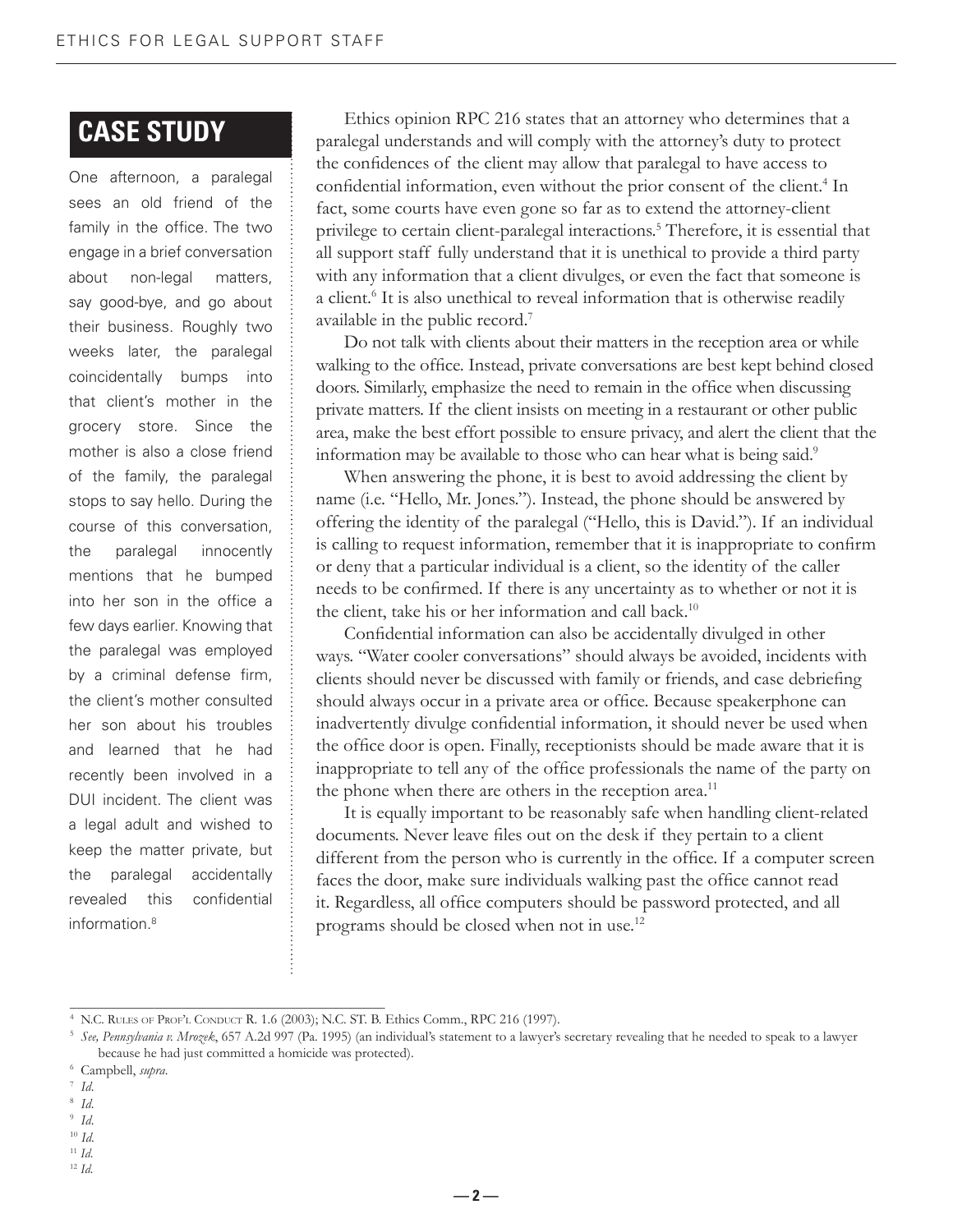## CASE STUDY

One afternoon, a paralegal sees an old friend of the family in the office. The two engage in a brief conversation about non-legal matters, say good-bye, and go about their business. Roughly two weeks later, the paralegal coincidentally bumps into that client's mother in the grocery store. Since the mother is also a close friend of the family, the paralegal stops to say hello. During the course of this conversation, the paralegal innocently mentions that he bumped into her son in the office a few days earlier. Knowing that the paralegal was employed by a criminal defense firm, the client's mother consulted her son about his troubles and learned that he had recently been involved in a DUI incident. The client was a legal adult and wished to keep the matter private, but the paralegal accidentally revealed this confidential information.[8]

Ethics opinion RPC 216 states that an attorney who determines that a paralegal understands and will comply with the attorney's duty to protect the confidences of the client may allow that paralegal to have access to confidential information, even without the prior consent of the client.[4] In fact, some courts have even gone so far as to extend the attorney-client privilege to certain client-paralegal interactions.[5] Therefore, it is essential that all support staff fully understand that it is unethical to provide a third party with any information that a client divulges, or even the fact that someone is a client.[6] It is also unethical to reveal information that is otherwise readily available in the public record.[7]

Do not talk with clients about their matters in the reception area or while walking to the office. Instead, private conversations are best kept behind closed doors. Similarly, emphasize the need to remain in the office when discussing private matters. If the client insists on meeting in a restaurant or other public area, make the best effort possible to ensure privacy, and alert the client that the information may be available to those who can hear what is being said.[9]

When answering the phone, it is best to avoid addressing the client by name (i.e. "Hello, Mr. Jones."). Instead, the phone should be answered by offering the identity of the paralegal ("Hello, this is David."). If an individual is calling to request information, remember that it is inappropriate to confirm or deny that a particular individual is a client, so the identity of the caller needs to be confirmed. If there is any uncertainty as to whether or not it is the client, take his or her information and call back.[10]

Confidential information can also be accidentally divulged in other ways. "Water cooler conversations" should always be avoided, incidents with clients should never be discussed with family or friends, and case debriefing should always occur in a private area or office. Because speakerphone can inadvertently divulge confidential information, it should never be used when the office door is open. Finally, receptionists should be made aware that it is inappropriate to tell any of the office professionals the name of the party on the phone when there are others in the reception area.[11]

It is equally important to be reasonably safe when handling client-related documents. Never leave files out on the desk if they pertain to a client different from the person who is currently in the office. If a computer screen faces the door, make sure individuals walking past the office cannot read it. Regardless, all office computers should be password protected, and all programs should be closed when not in use.[12]

---

[4] N.C. Rules of Prof'l Conduct R. 1.6 (2003); N.C. St. B. Ethics Comm., RPC 216 (1997).

[5] *See, Pennsylvania v. Mrozek*, 657 A.2d 997 (Pa. 1995) (an individual's statement to a lawyer's secretary revealing that he needed to speak to a lawyer because he had just committed a homicide was protected).

[6] Campbell, *supra*.

[7] *Id.*

[8] *Id.*

[9] *Id.*

[10] *Id.*

[11] *Id.*

[12] *Id.*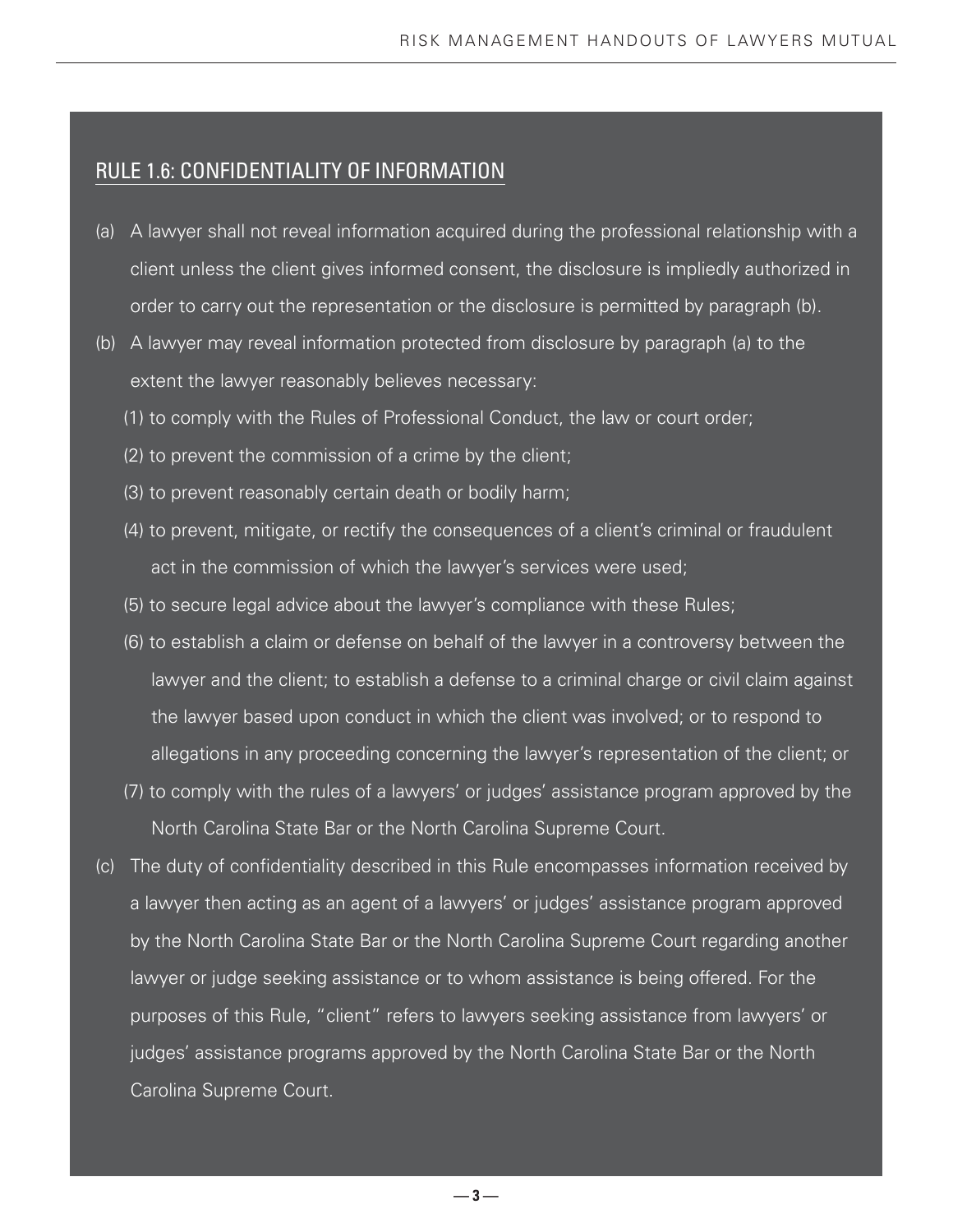## RULE 1.6: CONFIDENTIALITY OF INFORMATION

(a) A lawyer shall not reveal information acquired during the professional relationship with a client unless the client gives informed consent, the disclosure is impliedly authorized in order to carry out the representation or the disclosure is permitted by paragraph (b).

(b) A lawyer may reveal information protected from disclosure by paragraph (a) to the extent the lawyer reasonably believes necessary:

(1) to comply with the Rules of Professional Conduct, the law or court order;

(2) to prevent the commission of a crime by the client;

(3) to prevent reasonably certain death or bodily harm;

(4) to prevent, mitigate, or rectify the consequences of a client's criminal or fraudulent act in the commission of which the lawyer's services were used;

(5) to secure legal advice about the lawyer's compliance with these Rules;

(6) to establish a claim or defense on behalf of the lawyer in a controversy between the lawyer and the client; to establish a defense to a criminal charge or civil claim against the lawyer based upon conduct in which the client was involved; or to respond to allegations in any proceeding concerning the lawyer's representation of the client; or

(7) to comply with the rules of a lawyers' or judges' assistance program approved by the North Carolina State Bar or the North Carolina Supreme Court.

(c) The duty of confidentiality described in this Rule encompasses information received by a lawyer then acting as an agent of a lawyers' or judges' assistance program approved by the North Carolina State Bar or the North Carolina Supreme Court regarding another lawyer or judge seeking assistance or to whom assistance is being offered. For the purposes of this Rule, "client" refers to lawyers seeking assistance from lawyers' or judges' assistance programs approved by the North Carolina State Bar or the North Carolina Supreme Court.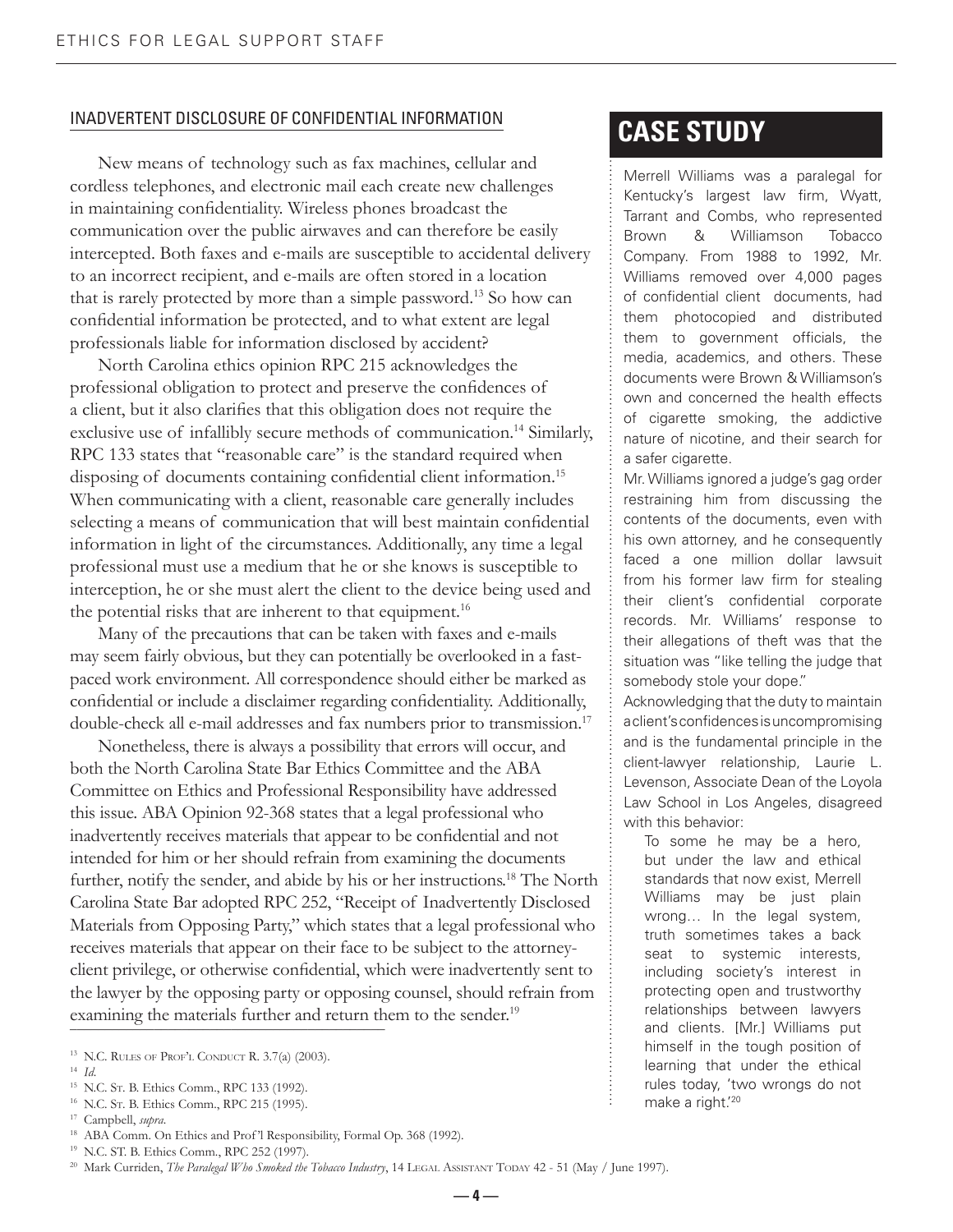## INADVERTENT DISCLOSURE OF CONFIDENTIAL INFORMATION

New means of technology such as fax machines, cellular and cordless telephones, and electronic mail each create new challenges in maintaining confidentiality. Wireless phones broadcast the communication over the public airwaves and can therefore be easily intercepted. Both faxes and e-mails are susceptible to accidental delivery to an incorrect recipient, and e-mails are often stored in a location that is rarely protected by more than a simple password.[13] So how can confidential information be protected, and to what extent are legal professionals liable for information disclosed by accident?

North Carolina ethics opinion RPC 215 acknowledges the professional obligation to protect and preserve the confidences of a client, but it also clarifies that this obligation does not require the exclusive use of infallibly secure methods of communication.[14] Similarly, RPC 133 states that "reasonable care" is the standard required when disposing of documents containing confidential client information.[15] When communicating with a client, reasonable care generally includes selecting a means of communication that will best maintain confidential information in light of the circumstances. Additionally, any time a legal professional must use a medium that he or she knows is susceptible to interception, he or she must alert the client to the device being used and the potential risks that are inherent to that equipment.[16]

Many of the precautions that can be taken with faxes and e-mails may seem fairly obvious, but they can potentially be overlooked in a fast-paced work environment. All correspondence should either be marked as confidential or include a disclaimer regarding confidentiality. Additionally, double-check all e-mail addresses and fax numbers prior to transmission.[17]

Nonetheless, there is always a possibility that errors will occur, and both the North Carolina State Bar Ethics Committee and the ABA Committee on Ethics and Professional Responsibility have addressed this issue. ABA Opinion 92-368 states that a legal professional who inadvertently receives materials that appear to be confidential and not intended for him or her should refrain from examining the documents further, notify the sender, and abide by his or her instructions.[18] The North Carolina State Bar adopted RPC 252, "Receipt of Inadvertently Disclosed Materials from Opposing Party," which states that a legal professional who receives materials that appear on their face to be subject to the attorney-client privilege, or otherwise confidential, which were inadvertently sent to the lawyer by the opposing party or opposing counsel, should refrain from examining the materials further and return them to the sender.[19]

## CASE STUDY

Merrell Williams was a paralegal for Kentucky's largest law firm, Wyatt, Tarrant and Combs, who represented Brown & Williamson Tobacco Company. From 1988 to 1992, Mr. Williams removed over 4,000 pages of confidential client documents, had them photocopied and distributed them to government officials, the media, academics, and others. These documents were Brown & Williamson's own and concerned the health effects of cigarette smoking, the addictive nature of nicotine, and their search for a safer cigarette.

Mr. Williams ignored a judge's gag order restraining him from discussing the contents of the documents, even with his own attorney, and he consequently faced a one million dollar lawsuit from his former law firm for stealing their client's confidential corporate records. Mr. Williams' response to their allegations of theft was that the situation was "like telling the judge that somebody stole your dope."

Acknowledging that the duty to maintain a client's confidences is uncompromising and is the fundamental principle in the client-lawyer relationship, Laurie L. Levenson, Associate Dean of the Loyola Law School in Los Angeles, disagreed with this behavior:

> To some he may be a hero, but under the law and ethical standards that now exist, Merrell Williams may be just plain wrong… In the legal system, truth sometimes takes a back seat to systemic interests, including society's interest in protecting open and trustworthy relationships between lawyers and clients. [Mr.] Williams put himself in the tough position of learning that under the ethical rules today, 'two wrongs do not make a right.'[20]

---

[13] N.C. Rules of Prof'l Conduct R. 3.7(a) (2003).

[14] *Id.*

[15] N.C. St. B. Ethics Comm., RPC 133 (1992).

[16] N.C. St. B. Ethics Comm., RPC 215 (1995).

[17] Campbell, *supra*.

[18] ABA Comm. On Ethics and Prof'l Responsibility, Formal Op. 368 (1992).

[19] N.C. ST. B. Ethics Comm., RPC 252 (1997).

[20] Mark Curriden, *The Paralegal Who Smoked the Tobacco Industry*, 14 Legal Assistant Today 42 - 51 (May / June 1997).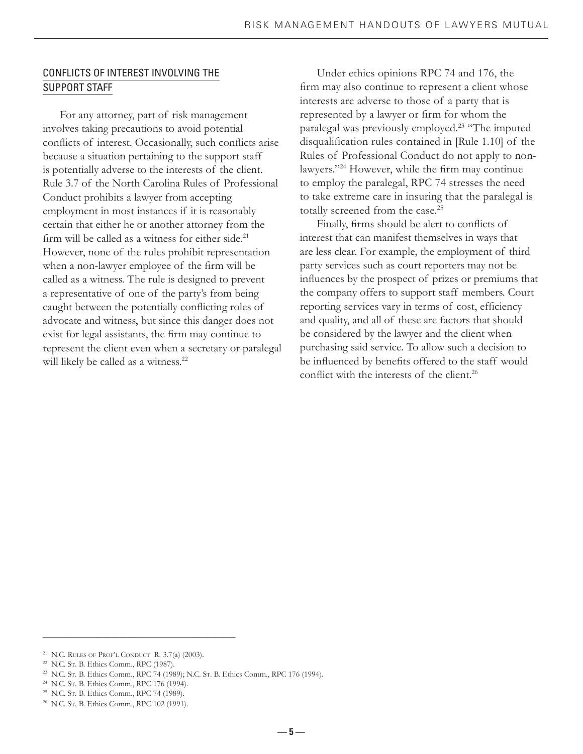## CONFLICTS OF INTEREST INVOLVING THE SUPPORT STAFF

For any attorney, part of risk management involves taking precautions to avoid potential conflicts of interest. Occasionally, such conflicts arise because a situation pertaining to the support staff is potentially adverse to the interests of the client. Rule 3.7 of the North Carolina Rules of Professional Conduct prohibits a lawyer from accepting employment in most instances if it is reasonably certain that either he or another attorney from the firm will be called as a witness for either side.[21] However, none of the rules prohibit representation when a non-lawyer employee of the firm will be called as a witness. The rule is designed to prevent a representative of one of the party's from being caught between the potentially conflicting roles of advocate and witness, but since this danger does not exist for legal assistants, the firm may continue to represent the client even when a secretary or paralegal will likely be called as a witness.[22]

Under ethics opinions RPC 74 and 176, the firm may also continue to represent a client whose interests are adverse to those of a party that is represented by a lawyer or firm for whom the paralegal was previously employed.[23] "The imputed disqualification rules contained in [Rule 1.10] of the Rules of Professional Conduct do not apply to non-lawyers."[24] However, while the firm may continue to employ the paralegal, RPC 74 stresses the need to take extreme care in insuring that the paralegal is totally screened from the case.[25]

Finally, firms should be alert to conflicts of interest that can manifest themselves in ways that are less clear. For example, the employment of third party services such as court reporters may not be influences by the prospect of prizes or premiums that the company offers to support staff members. Court reporting services vary in terms of cost, efficiency and quality, and all of these are factors that should be considered by the lawyer and the client when purchasing said service. To allow such a decision to be influenced by benefits offered to the staff would conflict with the interests of the client.[26]

---

[21] N.C. Rules of Prof'l Conduct R. 3.7(a) (2003).

[22] N.C. St. B. Ethics Comm., RPC (1987).

[23] N.C. St. B. Ethics Comm., RPC 74 (1989); N.C. St. B. Ethics Comm., RPC 176 (1994).

[24] N.C. St. B. Ethics Comm., RPC 176 (1994).

[25] N.C. St. B. Ethics Comm., RPC 74 (1989).

[26] N.C. St. B. Ethics Comm., RPC 102 (1991).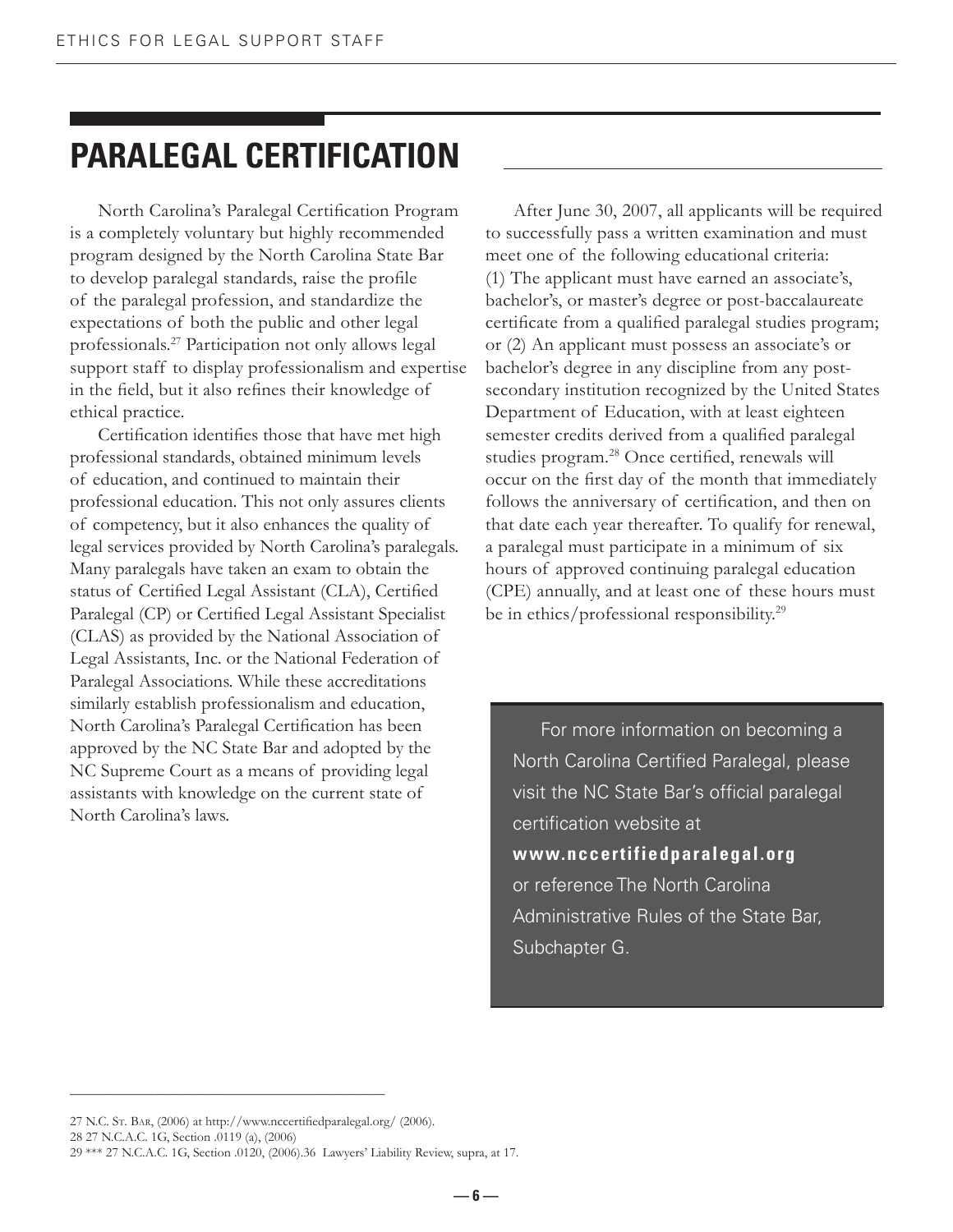# PARALEGAL CERTIFICATION

North Carolina's Paralegal Certification Program is a completely voluntary but highly recommended program designed by the North Carolina State Bar to develop paralegal standards, raise the profile of the paralegal profession, and standardize the expectations of both the public and other legal professionals.[27] Participation not only allows legal support staff to display professionalism and expertise in the field, but it also refines their knowledge of ethical practice.

Certification identifies those that have met high professional standards, obtained minimum levels of education, and continued to maintain their professional education. This not only assures clients of competency, but it also enhances the quality of legal services provided by North Carolina's paralegals. Many paralegals have taken an exam to obtain the status of Certified Legal Assistant (CLA), Certified Paralegal (CP) or Certified Legal Assistant Specialist (CLAS) as provided by the National Association of Legal Assistants, Inc. or the National Federation of Paralegal Associations. While these accreditations similarly establish professionalism and education, North Carolina's Paralegal Certification has been approved by the NC State Bar and adopted by the NC Supreme Court as a means of providing legal assistants with knowledge on the current state of North Carolina's laws.

After June 30, 2007, all applicants will be required to successfully pass a written examination and must meet one of the following educational criteria: (1) The applicant must have earned an associate's, bachelor's, or master's degree or post-baccalaureate certificate from a qualified paralegal studies program; or (2) An applicant must possess an associate's or bachelor's degree in any discipline from any post-secondary institution recognized by the United States Department of Education, with at least eighteen semester credits derived from a qualified paralegal studies program.[28] Once certified, renewals will occur on the first day of the month that immediately follows the anniversary of certification, and then on that date each year thereafter. To qualify for renewal, a paralegal must participate in a minimum of six hours of approved continuing paralegal education (CPE) annually, and at least one of these hours must be in ethics/professional responsibility.[29]

> For more information on becoming a North Carolina Certified Paralegal, please visit the NC State Bar's official paralegal certification website at **www.nccertifiedparalegal.org** or reference The North Carolina Administrative Rules of the State Bar, Subchapter G.

---

27 N.C. St. Bar, (2006) at http://www.nccertifiedparalegal.org/ (2006).

28 27 N.C.A.C. 1G, Section .0119 (a), (2006)

29 *** 27 N.C.A.C. 1G, Section .0120, (2006).36 Lawyers' Liability Review, supra, at 17.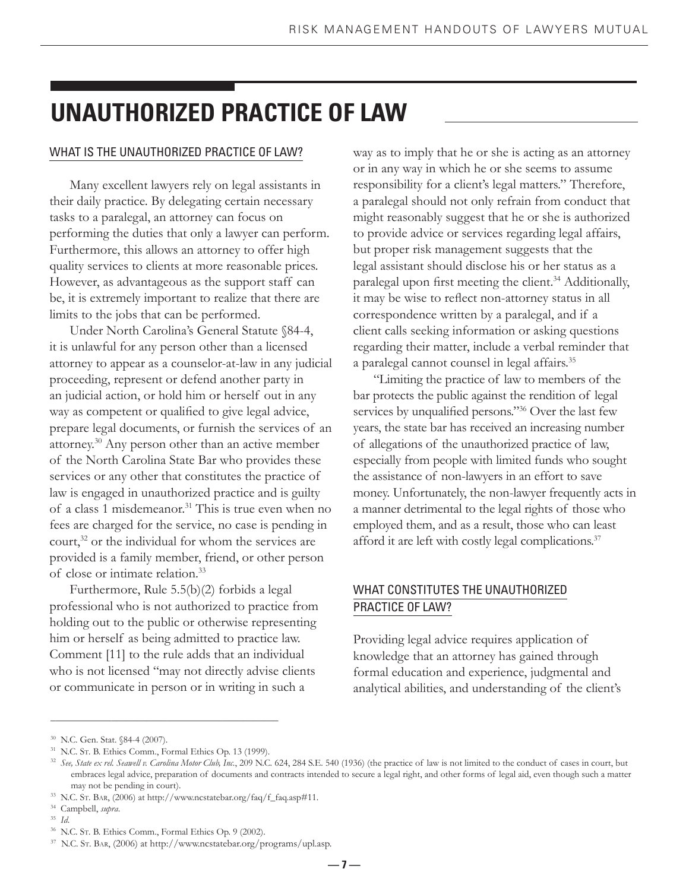# UNAUTHORIZED PRACTICE OF LAW

## WHAT IS THE UNAUTHORIZED PRACTICE OF LAW?

Many excellent lawyers rely on legal assistants in their daily practice. By delegating certain necessary tasks to a paralegal, an attorney can focus on performing the duties that only a lawyer can perform. Furthermore, this allows an attorney to offer high quality services to clients at more reasonable prices. However, as advantageous as the support staff can be, it is extremely important to realize that there are limits to the jobs that can be performed.

Under North Carolina's General Statute §84-4, it is unlawful for any person other than a licensed attorney to appear as a counselor-at-law in any judicial proceeding, represent or defend another party in an judicial action, or hold him or herself out in any way as competent or qualified to give legal advice, prepare legal documents, or furnish the services of an attorney.[30] Any person other than an active member of the North Carolina State Bar who provides these services or any other that constitutes the practice of law is engaged in unauthorized practice and is guilty of a class 1 misdemeanor.[31] This is true even when no fees are charged for the service, no case is pending in court,[32] or the individual for whom the services are provided is a family member, friend, or other person of close or intimate relation.[33]

Furthermore, Rule 5.5(b)(2) forbids a legal professional who is not authorized to practice from holding out to the public or otherwise representing him or herself as being admitted to practice law. Comment [11] to the rule adds that an individual who is not licensed "may not directly advise clients or communicate in person or in writing in such a way as to imply that he or she is acting as an attorney or in any way in which he or she seems to assume responsibility for a client's legal matters." Therefore, a paralegal should not only refrain from conduct that might reasonably suggest that he or she is authorized to provide advice or services regarding legal affairs, but proper risk management suggests that the legal assistant should disclose his or her status as a paralegal upon first meeting the client.[34] Additionally, it may be wise to reflect non-attorney status in all correspondence written by a paralegal, and if a client calls seeking information or asking questions regarding their matter, include a verbal reminder that a paralegal cannot counsel in legal affairs.[35]

"Limiting the practice of law to members of the bar protects the public against the rendition of legal services by unqualified persons."[36] Over the last few years, the state bar has received an increasing number of allegations of the unauthorized practice of law, especially from people with limited funds who sought the assistance of non-lawyers in an effort to save money. Unfortunately, the non-lawyer frequently acts in a manner detrimental to the legal rights of those who employed them, and as a result, those who can least afford it are left with costly legal complications.[37]

## WHAT CONSTITUTES THE UNAUTHORIZED PRACTICE OF LAW?

Providing legal advice requires application of knowledge that an attorney has gained through formal education and experience, judgmental and analytical abilities, and understanding of the client's

---

[30] N.C. Gen. Stat. §84-4 (2007).

[31] N.C. St. B. Ethics Comm., Formal Ethics Op. 13 (1999).

[32] *See, State ex rel. Seawell v. Carolina Motor Club, Inc.*, 209 N.C. 624, 284 S.E. 540 (1936) (the practice of law is not limited to the conduct of cases in court, but embraces legal advice, preparation of documents and contracts intended to secure a legal right, and other forms of legal aid, even though such a matter may not be pending in court).

[33] N.C. St. Bar, (2006) at http://www.ncstatebar.org/faq/f_faq.asp#11.

[34] Campbell, *supra*.

[35] *Id*.

[36] N.C. St. B. Ethics Comm., Formal Ethics Op. 9 (2002).

[37] N.C. St. Bar, (2006) at http://www.ncstatebar.org/programs/upl.asp.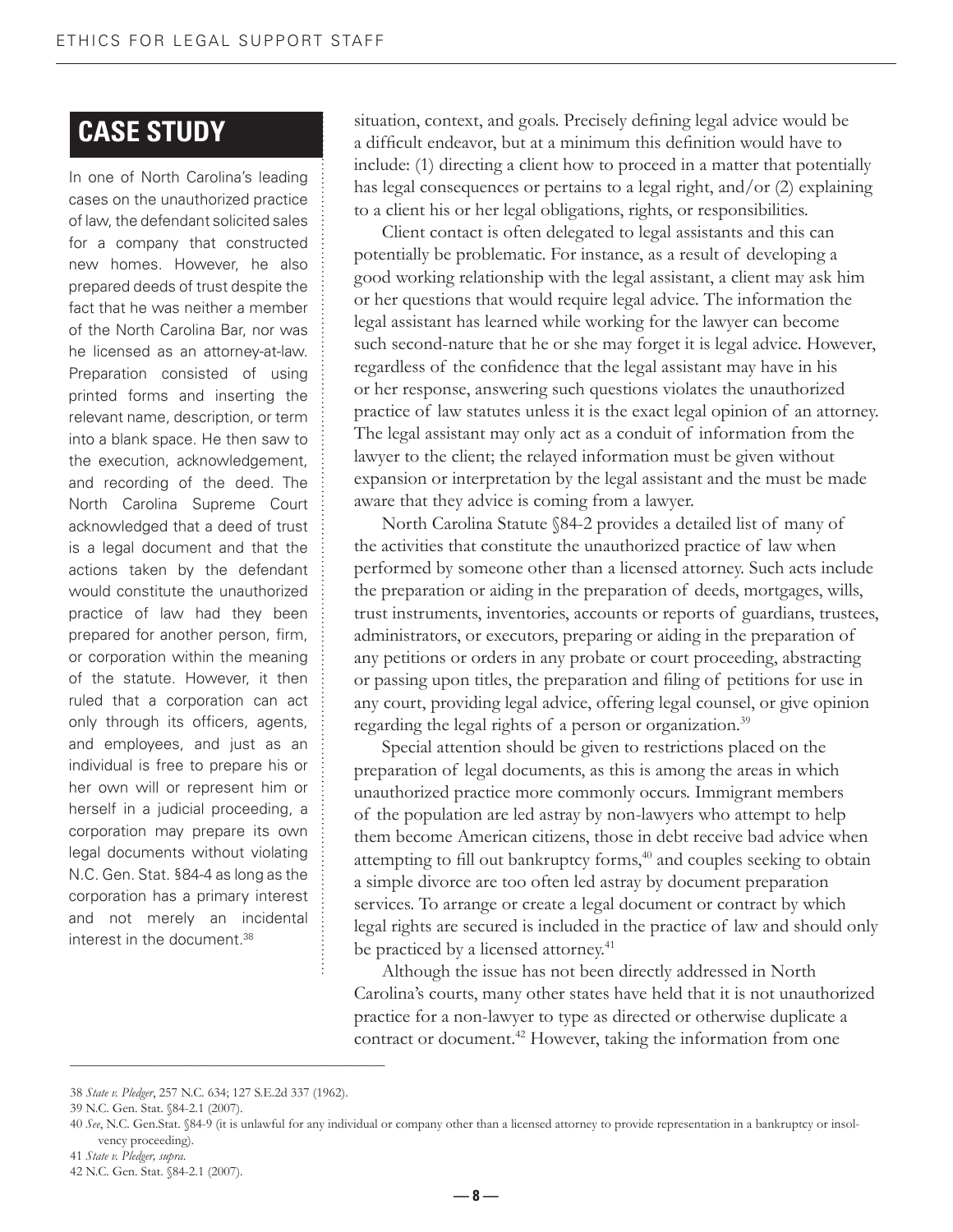## CASE STUDY

In one of North Carolina's leading cases on the unauthorized practice of law, the defendant solicited sales for a company that constructed new homes. However, he also prepared deeds of trust despite the fact that he was neither a member of the North Carolina Bar, nor was he licensed as an attorney-at-law. Preparation consisted of using printed forms and inserting the relevant name, description, or term into a blank space. He then saw to the execution, acknowledgement, and recording of the deed. The North Carolina Supreme Court acknowledged that a deed of trust is a legal document and that the actions taken by the defendant would constitute the unauthorized practice of law had they been prepared for another person, firm, or corporation within the meaning of the statute. However, it then ruled that a corporation can act only through its officers, agents, and employees, and just as an individual is free to prepare his or her own will or represent him or herself in a judicial proceeding, a corporation may prepare its own legal documents without violating N.C. Gen. Stat. §84-4 as long as the corporation has a primary interest and not merely an incidental interest in the document.[38]

situation, context, and goals. Precisely defining legal advice would be a difficult endeavor, but at a minimum this definition would have to include: (1) directing a client how to proceed in a matter that potentially has legal consequences or pertains to a legal right, and/or (2) explaining to a client his or her legal obligations, rights, or responsibilities.

Client contact is often delegated to legal assistants and this can potentially be problematic. For instance, as a result of developing a good working relationship with the legal assistant, a client may ask him or her questions that would require legal advice. The information the legal assistant has learned while working for the lawyer can become such second-nature that he or she may forget it is legal advice. However, regardless of the confidence that the legal assistant may have in his or her response, answering such questions violates the unauthorized practice of law statutes unless it is the exact legal opinion of an attorney. The legal assistant may only act as a conduit of information from the lawyer to the client; the relayed information must be given without expansion or interpretation by the legal assistant and the must be made aware that they advice is coming from a lawyer.

North Carolina Statute §84-2 provides a detailed list of many of the activities that constitute the unauthorized practice of law when performed by someone other than a licensed attorney. Such acts include the preparation or aiding in the preparation of deeds, mortgages, wills, trust instruments, inventories, accounts or reports of guardians, trustees, administrators, or executors, preparing or aiding in the preparation of any petitions or orders in any probate or court proceeding, abstracting or passing upon titles, the preparation and filing of petitions for use in any court, providing legal advice, offering legal counsel, or give opinion regarding the legal rights of a person or organization.[39]

Special attention should be given to restrictions placed on the preparation of legal documents, as this is among the areas in which unauthorized practice more commonly occurs. Immigrant members of the population are led astray by non-lawyers who attempt to help them become American citizens, those in debt receive bad advice when attempting to fill out bankruptcy forms,[40] and couples seeking to obtain a simple divorce are too often led astray by document preparation services. To arrange or create a legal document or contract by which legal rights are secured is included in the practice of law and should only be practiced by a licensed attorney.[41]

Although the issue has not been directly addressed in North Carolina's courts, many other states have held that it is not unauthorized practice for a non-lawyer to type as directed or otherwise duplicate a contract or document.[42] However, taking the information from one

---

38 *State v. Pledger*, 257 N.C. 634; 127 S.E.2d 337 (1962).

39 N.C. Gen. Stat. §84-2.1 (2007).

40 *See*, N.C. Gen.Stat. §84-9 (it is unlawful for any individual or company other than a licensed attorney to provide representation in a bankruptcy or insolvency proceeding).

41 *State v. Pledger, supra.*

42 N.C. Gen. Stat. §84-2.1 (2007).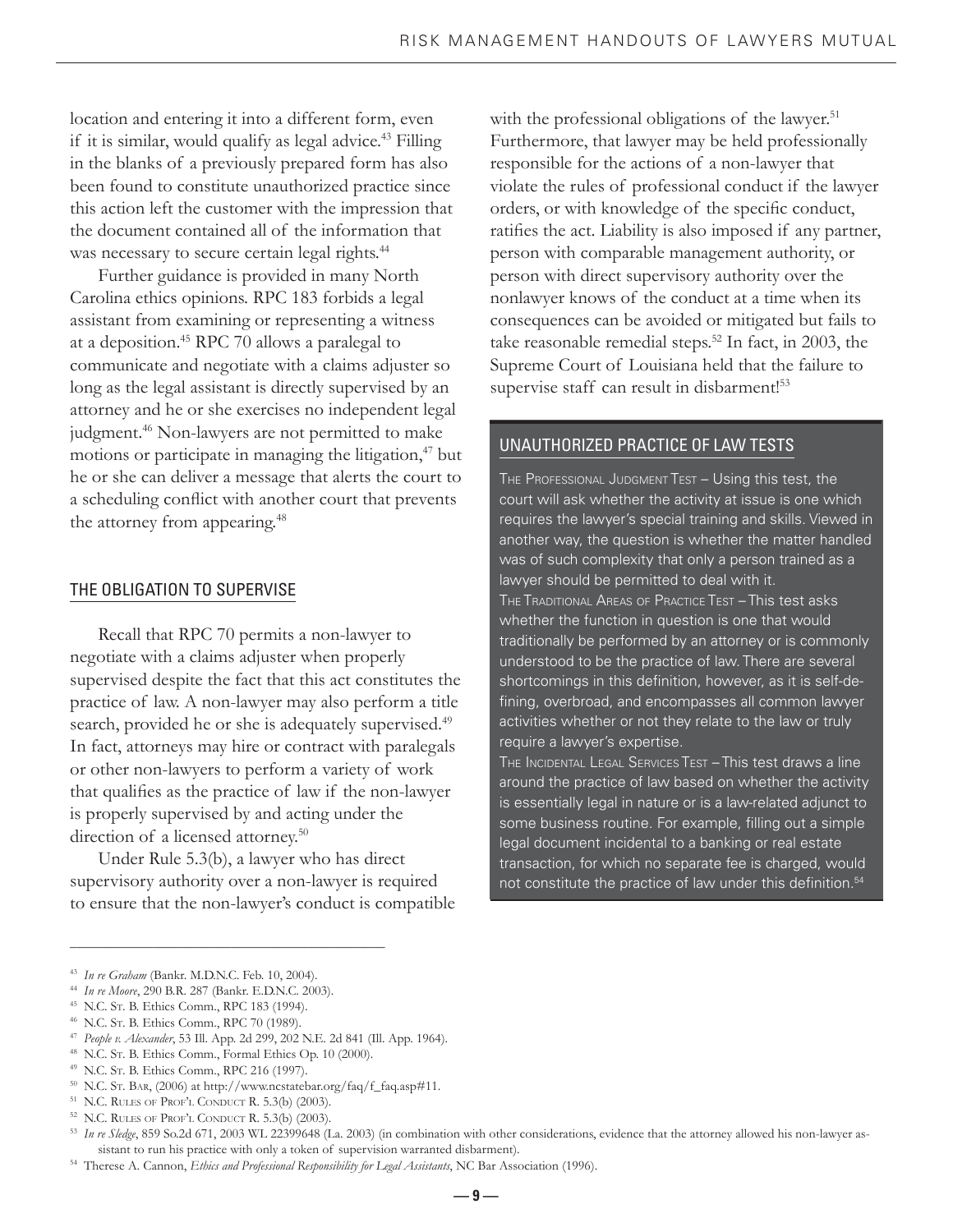location and entering it into a different form, even if it is similar, would qualify as legal advice.[43] Filling in the blanks of a previously prepared form has also been found to constitute unauthorized practice since this action left the customer with the impression that the document contained all of the information that was necessary to secure certain legal rights.[44]

Further guidance is provided in many North Carolina ethics opinions. RPC 183 forbids a legal assistant from examining or representing a witness at a deposition.[45] RPC 70 allows a paralegal to communicate and negotiate with a claims adjuster so long as the legal assistant is directly supervised by an attorney and he or she exercises no independent legal judgment.[46] Non-lawyers are not permitted to make motions or participate in managing the litigation,[47] but he or she can deliver a message that alerts the court to a scheduling conflict with another court that prevents the attorney from appearing.[48]

## THE OBLIGATION TO SUPERVISE

Recall that RPC 70 permits a non-lawyer to negotiate with a claims adjuster when properly supervised despite the fact that this act constitutes the practice of law. A non-lawyer may also perform a title search, provided he or she is adequately supervised.[49] In fact, attorneys may hire or contract with paralegals or other non-lawyers to perform a variety of work that qualifies as the practice of law if the non-lawyer is properly supervised by and acting under the direction of a licensed attorney.[50]

Under Rule 5.3(b), a lawyer who has direct supervisory authority over a non-lawyer is required to ensure that the non-lawyer's conduct is compatible with the professional obligations of the lawyer.[51] Furthermore, that lawyer may be held professionally responsible for the actions of a non-lawyer that violate the rules of professional conduct if the lawyer orders, or with knowledge of the specific conduct, ratifies the act. Liability is also imposed if any partner, person with comparable management authority, or person with direct supervisory authority over the nonlawyer knows of the conduct at a time when its consequences can be avoided or mitigated but fails to take reasonable remedial steps.[52] In fact, in 2003, the Supreme Court of Louisiana held that the failure to supervise staff can result in disbarment![53]

### UNAUTHORIZED PRACTICE OF LAW TESTS

THE PROFESSIONAL JUDGMENT TEST – Using this test, the court will ask whether the activity at issue is one which requires the lawyer's special training and skills. Viewed in another way, the question is whether the matter handled was of such complexity that only a person trained as a lawyer should be permitted to deal with it.

THE TRADITIONAL AREAS OF PRACTICE TEST – This test asks whether the function in question is one that would traditionally be performed by an attorney or is commonly understood to be the practice of law. There are several shortcomings in this definition, however, as it is self-defining, overbroad, and encompasses all common lawyer activities whether or not they relate to the law or truly require a lawyer's expertise.

THE INCIDENTAL LEGAL SERVICES TEST – This test draws a line around the practice of law based on whether the activity is essentially legal in nature or is a law-related adjunct to some business routine. For example, filling out a simple legal document incidental to a banking or real estate transaction, for which no separate fee is charged, would not constitute the practice of law under this definition.[54]

---

[43] *In re Graham* (Bankr. M.D.N.C. Feb. 10, 2004).

[44] *In re Moore*, 290 B.R. 287 (Bankr. E.D.N.C. 2003).

[45] N.C. St. B. Ethics Comm., RPC 183 (1994).

[46] N.C. St. B. Ethics Comm., RPC 70 (1989).

[47] *People v. Alexander*, 53 Ill. App. 2d 299, 202 N.E. 2d 841 (Ill. App. 1964).

[48] N.C. St. B. Ethics Comm., Formal Ethics Op. 10 (2000).

[49] N.C. St. B. Ethics Comm., RPC 216 (1997).

[50] N.C. St. Bar, (2006) at http://www.ncstatebar.org/faq/f_faq.asp#11.

[51] N.C. Rules of Prof'l Conduct R. 5.3(b) (2003).

[52] N.C. Rules of Prof'l Conduct R. 5.3(b) (2003).

[53] *In re Sledge*, 859 So.2d 671, 2003 WL 22399648 (La. 2003) (in combination with other considerations, evidence that the attorney allowed his non-lawyer assistant to run his practice with only a token of supervision warranted disbarment).

[54] Therese A. Cannon, *Ethics and Professional Responsibility for Legal Assistants*, NC Bar Association (1996).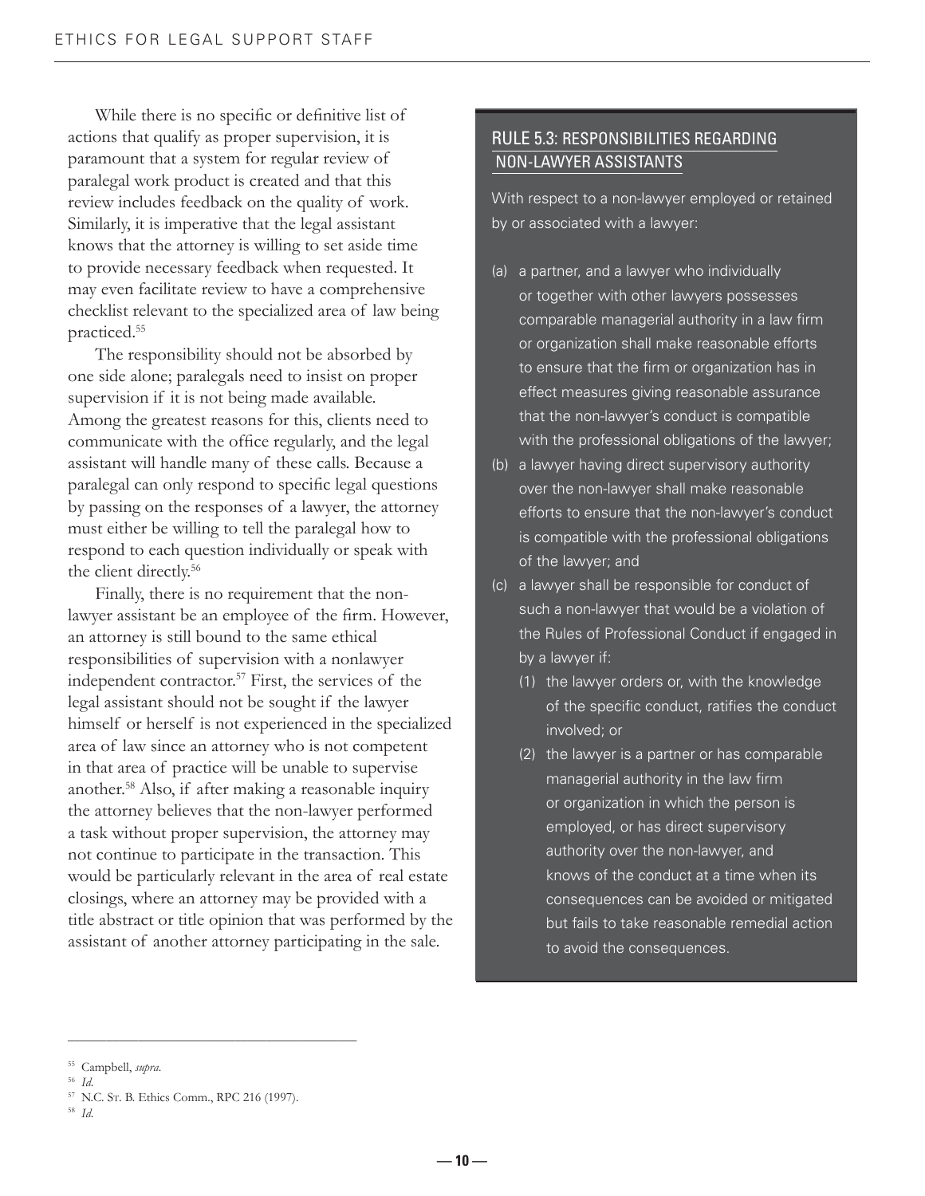While there is no specific or definitive list of actions that qualify as proper supervision, it is paramount that a system for regular review of paralegal work product is created and that this review includes feedback on the quality of work. Similarly, it is imperative that the legal assistant knows that the attorney is willing to set aside time to provide necessary feedback when requested. It may even facilitate review to have a comprehensive checklist relevant to the specialized area of law being practiced.[55]

The responsibility should not be absorbed by one side alone; paralegals need to insist on proper supervision if it is not being made available. Among the greatest reasons for this, clients need to communicate with the office regularly, and the legal assistant will handle many of these calls. Because a paralegal can only respond to specific legal questions by passing on the responses of a lawyer, the attorney must either be willing to tell the paralegal how to respond to each question individually or speak with the client directly.[56]

Finally, there is no requirement that the non-lawyer assistant be an employee of the firm. However, an attorney is still bound to the same ethical responsibilities of supervision with a nonlawyer independent contractor.[57] First, the services of the legal assistant should not be sought if the lawyer himself or herself is not experienced in the specialized area of law since an attorney who is not competent in that area of practice will be unable to supervise another.[58] Also, if after making a reasonable inquiry the attorney believes that the non-lawyer performed a task without proper supervision, the attorney may not continue to participate in the transaction. This would be particularly relevant in the area of real estate closings, where an attorney may be provided with a title abstract or title opinion that was performed by the assistant of another attorney participating in the sale.

## RULE 5.3: RESPONSIBILITIES REGARDING NON-LAWYER ASSISTANTS

With respect to a non-lawyer employed or retained by or associated with a lawyer:

(a) a partner, and a lawyer who individually or together with other lawyers possesses comparable managerial authority in a law firm or organization shall make reasonable efforts to ensure that the firm or organization has in effect measures giving reasonable assurance that the non-lawyer's conduct is compatible with the professional obligations of the lawyer;

(b) a lawyer having direct supervisory authority over the non-lawyer shall make reasonable efforts to ensure that the non-lawyer's conduct is compatible with the professional obligations of the lawyer; and

(c) a lawyer shall be responsible for conduct of such a non-lawyer that would be a violation of the Rules of Professional Conduct if engaged in by a lawyer if:

  (1) the lawyer orders or, with the knowledge of the specific conduct, ratifies the conduct involved; or

  (2) the lawyer is a partner or has comparable managerial authority in the law firm or organization in which the person is employed, or has direct supervisory authority over the non-lawyer, and knows of the conduct at a time when its consequences can be avoided or mitigated but fails to take reasonable remedial action to avoid the consequences.

---

[55] Campbell, *supra*.

[56] *Id.*

[57] N.C. St. B. Ethics Comm., RPC 216 (1997).

[58] *Id.*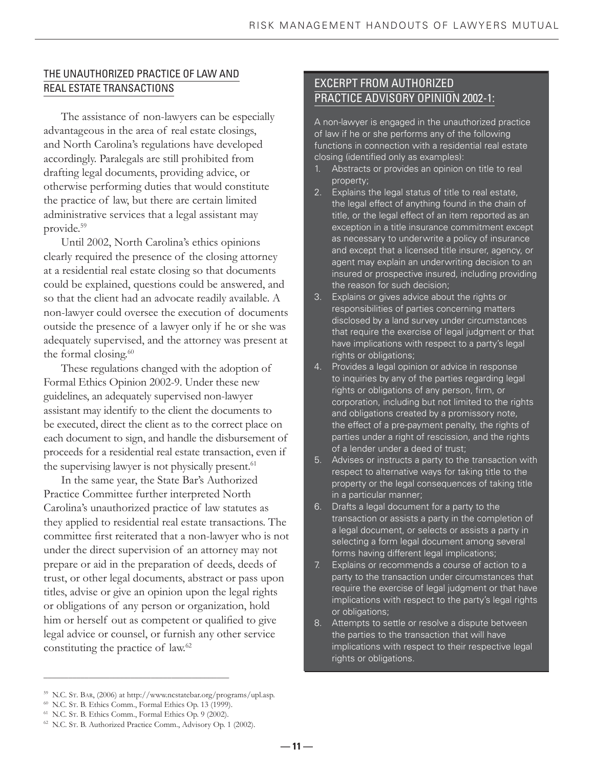## THE UNAUTHORIZED PRACTICE OF LAW AND REAL ESTATE TRANSACTIONS

The assistance of non-lawyers can be especially advantageous in the area of real estate closings, and North Carolina's regulations have developed accordingly. Paralegals are still prohibited from drafting legal documents, providing advice, or otherwise performing duties that would constitute the practice of law, but there are certain limited administrative services that a legal assistant may provide.[59]

Until 2002, North Carolina's ethics opinions clearly required the presence of the closing attorney at a residential real estate closing so that documents could be explained, questions could be answered, and so that the client had an advocate readily available. A non-lawyer could oversee the execution of documents outside the presence of a lawyer only if he or she was adequately supervised, and the attorney was present at the formal closing.[60]

These regulations changed with the adoption of Formal Ethics Opinion 2002-9. Under these new guidelines, an adequately supervised non-lawyer assistant may identify to the client the documents to be executed, direct the client as to the correct place on each document to sign, and handle the disbursement of proceeds for a residential real estate transaction, even if the supervising lawyer is not physically present.[61]

In the same year, the State Bar's Authorized Practice Committee further interpreted North Carolina's unauthorized practice of law statutes as they applied to residential real estate transactions. The committee first reiterated that a non-lawyer who is not under the direct supervision of an attorney may not prepare or aid in the preparation of deeds, deeds of trust, or other legal documents, abstract or pass upon titles, advise or give an opinion upon the legal rights or obligations of any person or organization, hold him or herself out as competent or qualified to give legal advice or counsel, or furnish any other service constituting the practice of law.[62]

### EXCERPT FROM AUTHORIZED PRACTICE ADVISORY OPINION 2002-1:

A non-lawyer is engaged in the unauthorized practice of law if he or she performs any of the following functions in connection with a residential real estate closing (identified only as examples):

1. Abstracts or provides an opinion on title to real property;
2. Explains the legal status of title to real estate, the legal effect of anything found in the chain of title, or the legal effect of an item reported as an exception in a title insurance commitment except as necessary to underwrite a policy of insurance and except that a licensed title insurer, agency, or agent may explain an underwriting decision to an insured or prospective insured, including providing the reason for such decision;
3. Explains or gives advice about the rights or responsibilities of parties concerning matters disclosed by a land survey under circumstances that require the exercise of legal judgment or that have implications with respect to a party's legal rights or obligations;
4. Provides a legal opinion or advice in response to inquiries by any of the parties regarding legal rights or obligations of any person, firm, or corporation, including but not limited to the rights and obligations created by a promissory note, the effect of a pre-payment penalty, the rights of parties under a right of rescission, and the rights of a lender under a deed of trust;
5. Advises or instructs a party to the transaction with respect to alternative ways for taking title to the property or the legal consequences of taking title in a particular manner;
6. Drafts a legal document for a party to the transaction or assists a party in the completion of a legal document, or selects or assists a party in selecting a form legal document among several forms having different legal implications;
7. Explains or recommends a course of action to a party to the transaction under circumstances that require the exercise of legal judgment or that have implications with respect to the party's legal rights or obligations;
8. Attempts to settle or resolve a dispute between the parties to the transaction that will have implications with respect to their respective legal rights or obligations.

---

[59] N.C. St. Bar, (2006) at http://www.ncstatebar.org/programs/upl.asp.

[60] N.C. St. B. Ethics Comm., Formal Ethics Op. 13 (1999).

[61] N.C. St. B. Ethics Comm., Formal Ethics Op. 9 (2002).

[62] N.C. St. B. Authorized Practice Comm., Advisory Op. 1 (2002).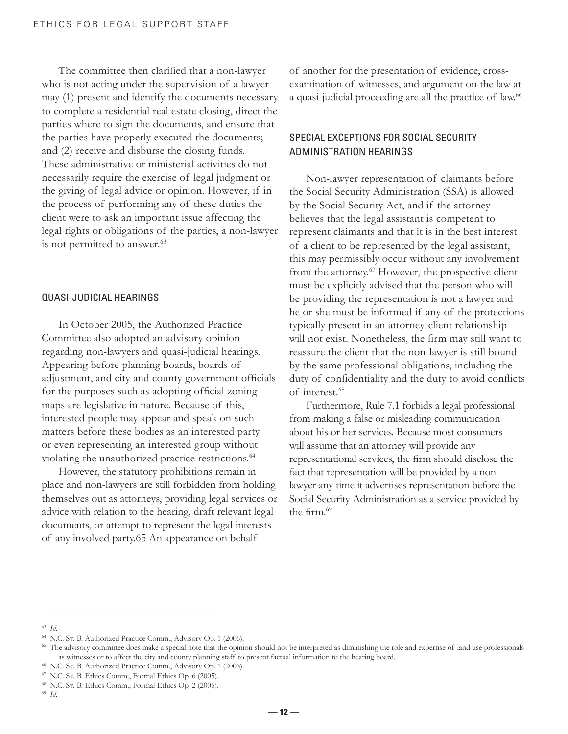The committee then clarified that a non-lawyer who is not acting under the supervision of a lawyer may (1) present and identify the documents necessary to complete a residential real estate closing, direct the parties where to sign the documents, and ensure that the parties have properly executed the documents; and (2) receive and disburse the closing funds. These administrative or ministerial activities do not necessarily require the exercise of legal judgment or the giving of legal advice or opinion. However, if in the process of performing any of these duties the client were to ask an important issue affecting the legal rights or obligations of the parties, a non-lawyer is not permitted to answer.[63]

## QUASI-JUDICIAL HEARINGS

In October 2005, the Authorized Practice Committee also adopted an advisory opinion regarding non-lawyers and quasi-judicial hearings. Appearing before planning boards, boards of adjustment, and city and county government officials for the purposes such as adopting official zoning maps are legislative in nature. Because of this, interested people may appear and speak on such matters before these bodies as an interested party or even representing an interested group without violating the unauthorized practice restrictions.[64]

However, the statutory prohibitions remain in place and non-lawyers are still forbidden from holding themselves out as attorneys, providing legal services or advice with relation to the hearing, draft relevant legal documents, or attempt to represent the legal interests of any involved party.65 An appearance on behalf of another for the presentation of evidence, cross-examination of witnesses, and argument on the law at a quasi-judicial proceeding are all the practice of law.[66]

## SPECIAL EXCEPTIONS FOR SOCIAL SECURITY ADMINISTRATION HEARINGS

Non-lawyer representation of claimants before the Social Security Administration (SSA) is allowed by the Social Security Act, and if the attorney believes that the legal assistant is competent to represent claimants and that it is in the best interest of a client to be represented by the legal assistant, this may permissibly occur without any involvement from the attorney.[67] However, the prospective client must be explicitly advised that the person who will be providing the representation is not a lawyer and he or she must be informed if any of the protections typically present in an attorney-client relationship will not exist. Nonetheless, the firm may still want to reassure the client that the non-lawyer is still bound by the same professional obligations, including the duty of confidentiality and the duty to avoid conflicts of interest.[68]

Furthermore, Rule 7.1 forbids a legal professional from making a false or misleading communication about his or her services. Because most consumers will assume that an attorney will provide any representational services, the firm should disclose the fact that representation will be provided by a non-lawyer any time it advertises representation before the Social Security Administration as a service provided by the firm.[69]

---

[63] *Id.*

[64] N.C. St. B. Authorized Practice Comm., Advisory Op. 1 (2006).

[65] The advisory committee does make a special note that the opinion should not be interpreted as diminishing the role and expertise of land use professionals as witnesses or to affect the city and county planning staff to present factual information to the hearing board.

[66] N.C. St. B. Authorized Practice Comm., Advisory Op. 1 (2006).

[67] N.C. St. B. Ethics Comm., Formal Ethics Op. 6 (2005).

[68] N.C. St. B. Ethics Comm., Formal Ethics Op. 2 (2005).

[69] *Id.*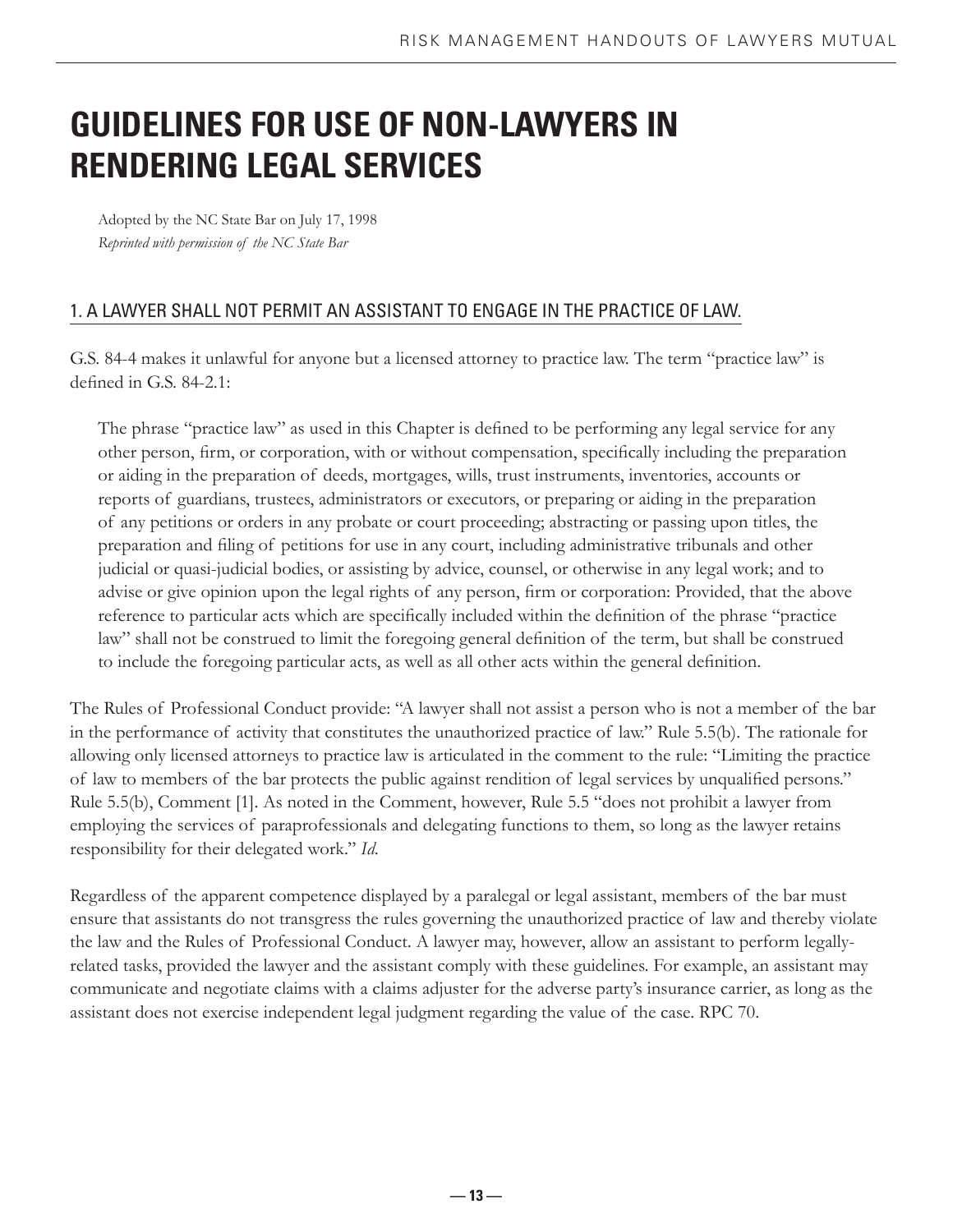# GUIDELINES FOR USE OF NON-LAWYERS IN RENDERING LEGAL SERVICES

Adopted by the NC State Bar on July 17, 1998

*Reprinted with permission of the NC State Bar*

## 1. A LAWYER SHALL NOT PERMIT AN ASSISTANT TO ENGAGE IN THE PRACTICE OF LAW.

G.S. 84-4 makes it unlawful for anyone but a licensed attorney to practice law. The term "practice law" is defined in G.S. 84-2.1:

> The phrase "practice law" as used in this Chapter is defined to be performing any legal service for any other person, firm, or corporation, with or without compensation, specifically including the preparation or aiding in the preparation of deeds, mortgages, wills, trust instruments, inventories, accounts or reports of guardians, trustees, administrators or executors, or preparing or aiding in the preparation of any petitions or orders in any probate or court proceeding; abstracting or passing upon titles, the preparation and filing of petitions for use in any court, including administrative tribunals and other judicial or quasi-judicial bodies, or assisting by advice, counsel, or otherwise in any legal work; and to advise or give opinion upon the legal rights of any person, firm or corporation: Provided, that the above reference to particular acts which are specifically included within the definition of the phrase "practice law" shall not be construed to limit the foregoing general definition of the term, but shall be construed to include the foregoing particular acts, as well as all other acts within the general definition.

The Rules of Professional Conduct provide: "A lawyer shall not assist a person who is not a member of the bar in the performance of activity that constitutes the unauthorized practice of law." Rule 5.5(b). The rationale for allowing only licensed attorneys to practice law is articulated in the comment to the rule: "Limiting the practice of law to members of the bar protects the public against rendition of legal services by unqualified persons." Rule 5.5(b), Comment [1]. As noted in the Comment, however, Rule 5.5 "does not prohibit a lawyer from employing the services of paraprofessionals and delegating functions to them, so long as the lawyer retains responsibility for their delegated work." *Id.*

Regardless of the apparent competence displayed by a paralegal or legal assistant, members of the bar must ensure that assistants do not transgress the rules governing the unauthorized practice of law and thereby violate the law and the Rules of Professional Conduct. A lawyer may, however, allow an assistant to perform legally-related tasks, provided the lawyer and the assistant comply with these guidelines. For example, an assistant may communicate and negotiate claims with a claims adjuster for the adverse party's insurance carrier, as long as the assistant does not exercise independent legal judgment regarding the value of the case. RPC 70.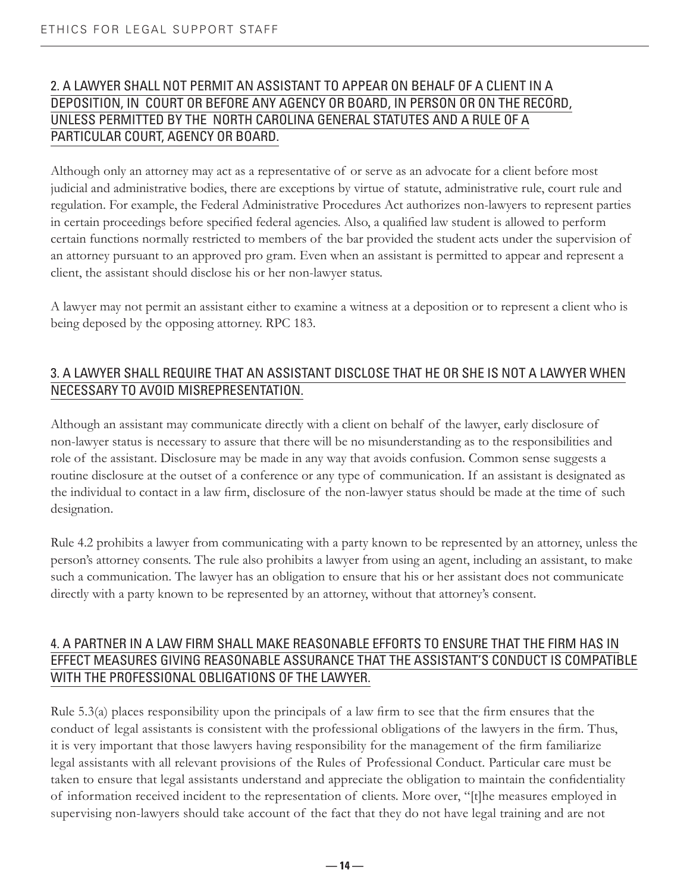## 2. A LAWYER SHALL NOT PERMIT AN ASSISTANT TO APPEAR ON BEHALF OF A CLIENT IN A DEPOSITION, IN COURT OR BEFORE ANY AGENCY OR BOARD, IN PERSON OR ON THE RECORD, UNLESS PERMITTED BY THE NORTH CAROLINA GENERAL STATUTES AND A RULE OF A PARTICULAR COURT, AGENCY OR BOARD.

Although only an attorney may act as a representative of or serve as an advocate for a client before most judicial and administrative bodies, there are exceptions by virtue of statute, administrative rule, court rule and regulation. For example, the Federal Administrative Procedures Act authorizes non-lawyers to represent parties in certain proceedings before specified federal agencies. Also, a qualified law student is allowed to perform certain functions normally restricted to members of the bar provided the student acts under the supervision of an attorney pursuant to an approved pro gram. Even when an assistant is permitted to appear and represent a client, the assistant should disclose his or her non-lawyer status.

A lawyer may not permit an assistant either to examine a witness at a deposition or to represent a client who is being deposed by the opposing attorney. RPC 183.

## 3. A LAWYER SHALL REQUIRE THAT AN ASSISTANT DISCLOSE THAT HE OR SHE IS NOT A LAWYER WHEN NECESSARY TO AVOID MISREPRESENTATION.

Although an assistant may communicate directly with a client on behalf of the lawyer, early disclosure of non-lawyer status is necessary to assure that there will be no misunderstanding as to the responsibilities and role of the assistant. Disclosure may be made in any way that avoids confusion. Common sense suggests a routine disclosure at the outset of a conference or any type of communication. If an assistant is designated as the individual to contact in a law firm, disclosure of the non-lawyer status should be made at the time of such designation.

Rule 4.2 prohibits a lawyer from communicating with a party known to be represented by an attorney, unless the person's attorney consents. The rule also prohibits a lawyer from using an agent, including an assistant, to make such a communication. The lawyer has an obligation to ensure that his or her assistant does not communicate directly with a party known to be represented by an attorney, without that attorney's consent.

## 4. A PARTNER IN A LAW FIRM SHALL MAKE REASONABLE EFFORTS TO ENSURE THAT THE FIRM HAS IN EFFECT MEASURES GIVING REASONABLE ASSURANCE THAT THE ASSISTANT'S CONDUCT IS COMPATIBLE WITH THE PROFESSIONAL OBLIGATIONS OF THE LAWYER.

Rule 5.3(a) places responsibility upon the principals of a law firm to see that the firm ensures that the conduct of legal assistants is consistent with the professional obligations of the lawyers in the firm. Thus, it is very important that those lawyers having responsibility for the management of the firm familiarize legal assistants with all relevant provisions of the Rules of Professional Conduct. Particular care must be taken to ensure that legal assistants understand and appreciate the obligation to maintain the confidentiality of information received incident to the representation of clients. More over, "[t]he measures employed in supervising non-lawyers should take account of the fact that they do not have legal training and are not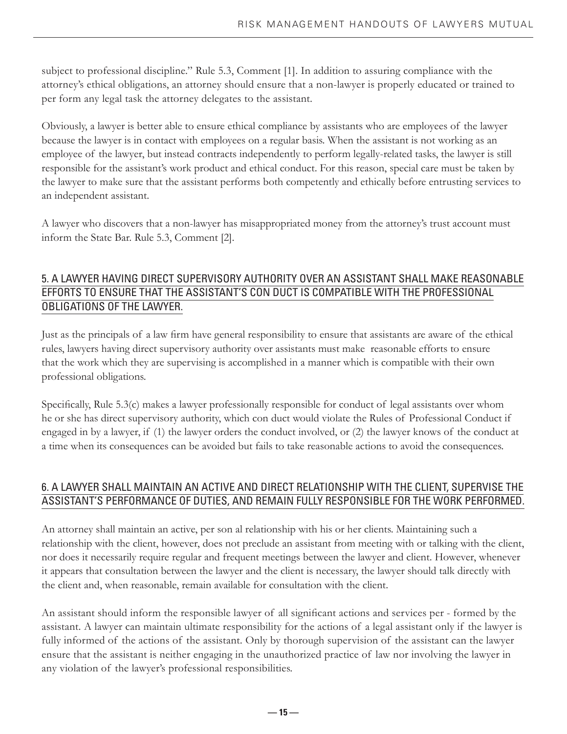subject to professional discipline." Rule 5.3, Comment [1]. In addition to assuring compliance with the attorney's ethical obligations, an attorney should ensure that a non-lawyer is properly educated or trained to per form any legal task the attorney delegates to the assistant.

Obviously, a lawyer is better able to ensure ethical compliance by assistants who are employees of the lawyer because the lawyer is in contact with employees on a regular basis. When the assistant is not working as an employee of the lawyer, but instead contracts independently to perform legally-related tasks, the lawyer is still responsible for the assistant's work product and ethical conduct. For this reason, special care must be taken by the lawyer to make sure that the assistant performs both competently and ethically before entrusting services to an independent assistant.

A lawyer who discovers that a non-lawyer has misappropriated money from the attorney's trust account must inform the State Bar. Rule 5.3, Comment [2].

## 5. A LAWYER HAVING DIRECT SUPERVISORY AUTHORITY OVER AN ASSISTANT SHALL MAKE REASONABLE EFFORTS TO ENSURE THAT THE ASSISTANT'S CON DUCT IS COMPATIBLE WITH THE PROFESSIONAL OBLIGATIONS OF THE LAWYER.

Just as the principals of a law firm have general responsibility to ensure that assistants are aware of the ethical rules, lawyers having direct supervisory authority over assistants must make reasonable efforts to ensure that the work which they are supervising is accomplished in a manner which is compatible with their own professional obligations.

Specifically, Rule 5.3(c) makes a lawyer professionally responsible for conduct of legal assistants over whom he or she has direct supervisory authority, which con duct would violate the Rules of Professional Conduct if engaged in by a lawyer, if (1) the lawyer orders the conduct involved, or (2) the lawyer knows of the conduct at a time when its consequences can be avoided but fails to take reasonable actions to avoid the consequences.

## 6. A LAWYER SHALL MAINTAIN AN ACTIVE AND DIRECT RELATIONSHIP WITH THE CLIENT, SUPERVISE THE ASSISTANT'S PERFORMANCE OF DUTIES, AND REMAIN FULLY RESPONSIBLE FOR THE WORK PERFORMED.

An attorney shall maintain an active, per son al relationship with his or her clients. Maintaining such a relationship with the client, however, does not preclude an assistant from meeting with or talking with the client, nor does it necessarily require regular and frequent meetings between the lawyer and client. However, whenever it appears that consultation between the lawyer and the client is necessary, the lawyer should talk directly with the client and, when reasonable, remain available for consultation with the client.

An assistant should inform the responsible lawyer of all significant actions and services per - formed by the assistant. A lawyer can maintain ultimate responsibility for the actions of a legal assistant only if the lawyer is fully informed of the actions of the assistant. Only by thorough supervision of the assistant can the lawyer ensure that the assistant is neither engaging in the unauthorized practice of law nor involving the lawyer in any violation of the lawyer's professional responsibilities.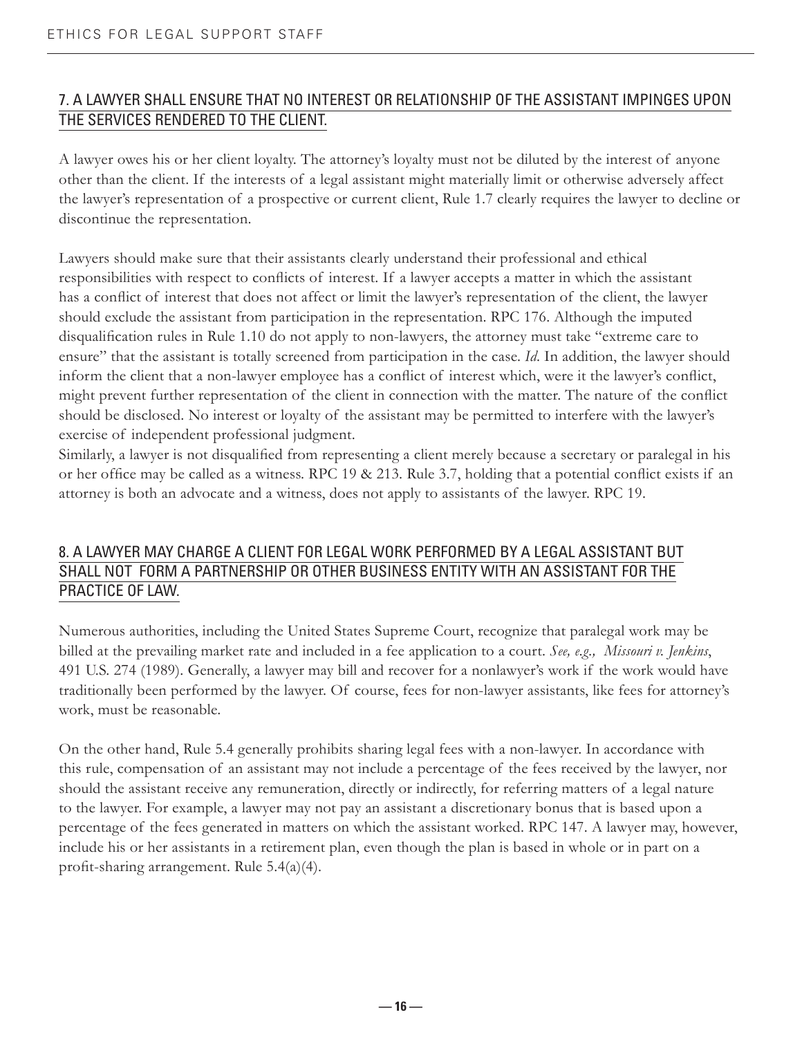## 7. A LAWYER SHALL ENSURE THAT NO INTEREST OR RELATIONSHIP OF THE ASSISTANT IMPINGES UPON THE SERVICES RENDERED TO THE CLIENT.

A lawyer owes his or her client loyalty. The attorney's loyalty must not be diluted by the interest of anyone other than the client. If the interests of a legal assistant might materially limit or otherwise adversely affect the lawyer's representation of a prospective or current client, Rule 1.7 clearly requires the lawyer to decline or discontinue the representation.

Lawyers should make sure that their assistants clearly understand their professional and ethical responsibilities with respect to conflicts of interest. If a lawyer accepts a matter in which the assistant has a conflict of interest that does not affect or limit the lawyer's representation of the client, the lawyer should exclude the assistant from participation in the representation. RPC 176. Although the imputed disqualification rules in Rule 1.10 do not apply to non-lawyers, the attorney must take "extreme care to ensure" that the assistant is totally screened from participation in the case. *Id*. In addition, the lawyer should inform the client that a non-lawyer employee has a conflict of interest which, were it the lawyer's conflict, might prevent further representation of the client in connection with the matter. The nature of the conflict should be disclosed. No interest or loyalty of the assistant may be permitted to interfere with the lawyer's exercise of independent professional judgment.

Similarly, a lawyer is not disqualified from representing a client merely because a secretary or paralegal in his or her office may be called as a witness. RPC 19 & 213. Rule 3.7, holding that a potential conflict exists if an attorney is both an advocate and a witness, does not apply to assistants of the lawyer. RPC 19.

## 8. A LAWYER MAY CHARGE A CLIENT FOR LEGAL WORK PERFORMED BY A LEGAL ASSISTANT BUT SHALL NOT FORM A PARTNERSHIP OR OTHER BUSINESS ENTITY WITH AN ASSISTANT FOR THE PRACTICE OF LAW.

Numerous authorities, including the United States Supreme Court, recognize that paralegal work may be billed at the prevailing market rate and included in a fee application to a court. *See, e.g., Missouri v. Jenkins*, 491 U.S. 274 (1989). Generally, a lawyer may bill and recover for a nonlawyer's work if the work would have traditionally been performed by the lawyer. Of course, fees for non-lawyer assistants, like fees for attorney's work, must be reasonable.

On the other hand, Rule 5.4 generally prohibits sharing legal fees with a non-lawyer. In accordance with this rule, compensation of an assistant may not include a percentage of the fees received by the lawyer, nor should the assistant receive any remuneration, directly or indirectly, for referring matters of a legal nature to the lawyer. For example, a lawyer may not pay an assistant a discretionary bonus that is based upon a percentage of the fees generated in matters on which the assistant worked. RPC 147. A lawyer may, however, include his or her assistants in a retirement plan, even though the plan is based in whole or in part on a profit-sharing arrangement. Rule 5.4(a)(4).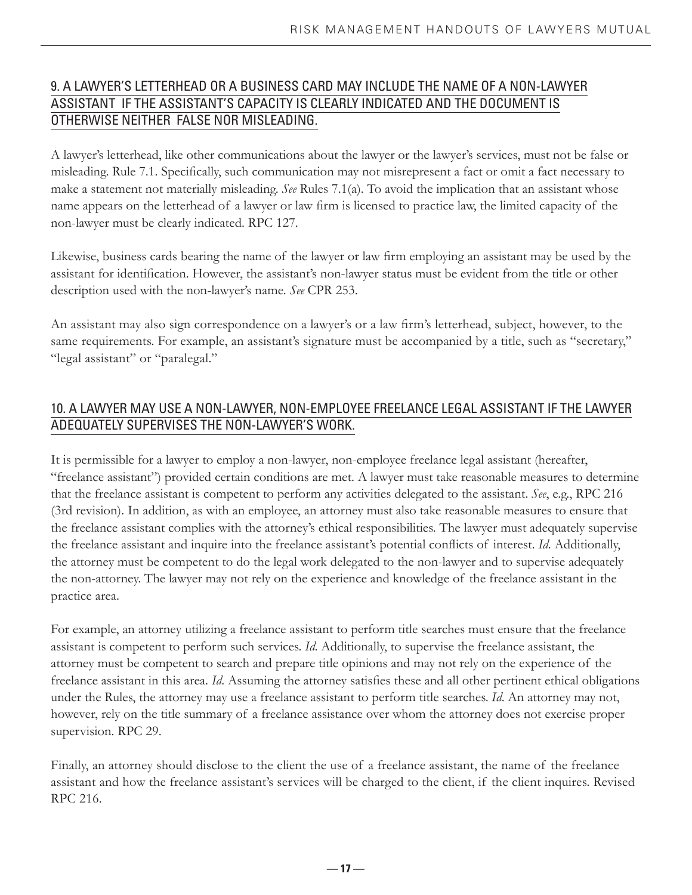## 9. A LAWYER'S LETTERHEAD OR A BUSINESS CARD MAY INCLUDE THE NAME OF A NON-LAWYER ASSISTANT IF THE ASSISTANT'S CAPACITY IS CLEARLY INDICATED AND THE DOCUMENT IS OTHERWISE NEITHER FALSE NOR MISLEADING.

A lawyer's letterhead, like other communications about the lawyer or the lawyer's services, must not be false or misleading. Rule 7.1. Specifically, such communication may not misrepresent a fact or omit a fact necessary to make a statement not materially misleading. *See* Rules 7.1(a). To avoid the implication that an assistant whose name appears on the letterhead of a lawyer or law firm is licensed to practice law, the limited capacity of the non-lawyer must be clearly indicated. RPC 127.

Likewise, business cards bearing the name of the lawyer or law firm employing an assistant may be used by the assistant for identification. However, the assistant's non-lawyer status must be evident from the title or other description used with the non-lawyer's name. *See* CPR 253.

An assistant may also sign correspondence on a lawyer's or a law firm's letterhead, subject, however, to the same requirements. For example, an assistant's signature must be accompanied by a title, such as "secretary," "legal assistant" or "paralegal."

## 10. A LAWYER MAY USE A NON-LAWYER, NON-EMPLOYEE FREELANCE LEGAL ASSISTANT IF THE LAWYER ADEQUATELY SUPERVISES THE NON-LAWYER'S WORK.

It is permissible for a lawyer to employ a non-lawyer, non-employee freelance legal assistant (hereafter, "freelance assistant") provided certain conditions are met. A lawyer must take reasonable measures to determine that the freelance assistant is competent to perform any activities delegated to the assistant. *See*, e.g., RPC 216 (3rd revision). In addition, as with an employee, an attorney must also take reasonable measures to ensure that the freelance assistant complies with the attorney's ethical responsibilities. The lawyer must adequately supervise the freelance assistant and inquire into the freelance assistant's potential conflicts of interest. *Id*. Additionally, the attorney must be competent to do the legal work delegated to the non-lawyer and to supervise adequately the non-attorney. The lawyer may not rely on the experience and knowledge of the freelance assistant in the practice area.

For example, an attorney utilizing a freelance assistant to perform title searches must ensure that the freelance assistant is competent to perform such services. *Id*. Additionally, to supervise the freelance assistant, the attorney must be competent to search and prepare title opinions and may not rely on the experience of the freelance assistant in this area. *Id*. Assuming the attorney satisfies these and all other pertinent ethical obligations under the Rules, the attorney may use a freelance assistant to perform title searches. *Id*. An attorney may not, however, rely on the title summary of a freelance assistance over whom the attorney does not exercise proper supervision. RPC 29.

Finally, an attorney should disclose to the client the use of a freelance assistant, the name of the freelance assistant and how the freelance assistant's services will be charged to the client, if the client inquires. Revised RPC 216.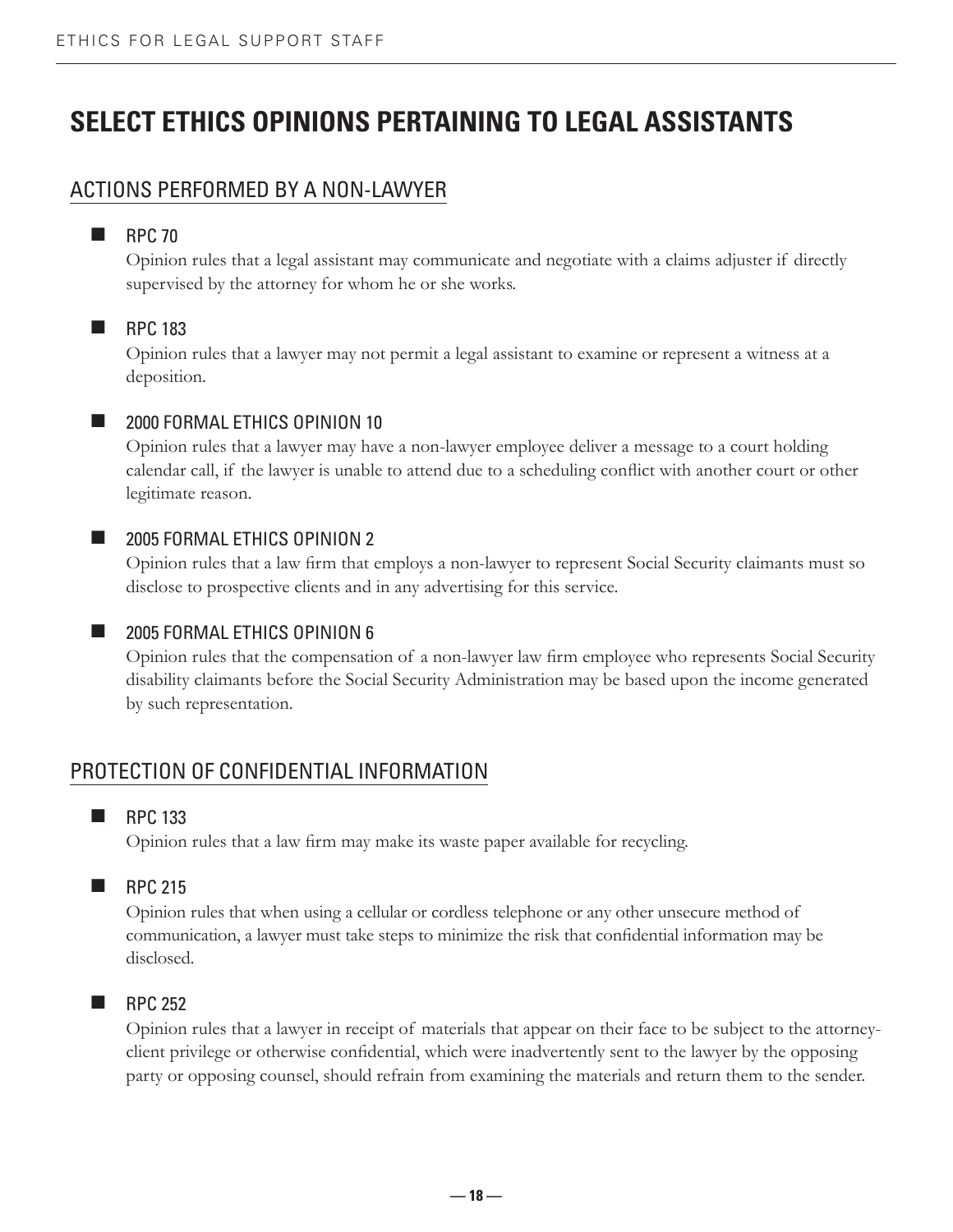# SELECT ETHICS OPINIONS PERTAINING TO LEGAL ASSISTANTS

## ACTIONS PERFORMED BY A NON-LAWYER

- **RPC 70**

  Opinion rules that a legal assistant may communicate and negotiate with a claims adjuster if directly supervised by the attorney for whom he or she works.

- **RPC 183**

  Opinion rules that a lawyer may not permit a legal assistant to examine or represent a witness at a deposition.

- **2000 FORMAL ETHICS OPINION 10**

  Opinion rules that a lawyer may have a non-lawyer employee deliver a message to a court holding calendar call, if the lawyer is unable to attend due to a scheduling conflict with another court or other legitimate reason.

- **2005 FORMAL ETHICS OPINION 2**

  Opinion rules that a law firm that employs a non-lawyer to represent Social Security claimants must so disclose to prospective clients and in any advertising for this service.

- **2005 FORMAL ETHICS OPINION 6**

  Opinion rules that the compensation of a non-lawyer law firm employee who represents Social Security disability claimants before the Social Security Administration may be based upon the income generated by such representation.

## PROTECTION OF CONFIDENTIAL INFORMATION

- **RPC 133**

  Opinion rules that a law firm may make its waste paper available for recycling.

- **RPC 215**

  Opinion rules that when using a cellular or cordless telephone or any other unsecure method of communication, a lawyer must take steps to minimize the risk that confidential information may be disclosed.

- **RPC 252**

  Opinion rules that a lawyer in receipt of materials that appear on their face to be subject to the attorney-client privilege or otherwise confidential, which were inadvertently sent to the lawyer by the opposing party or opposing counsel, should refrain from examining the materials and return them to the sender.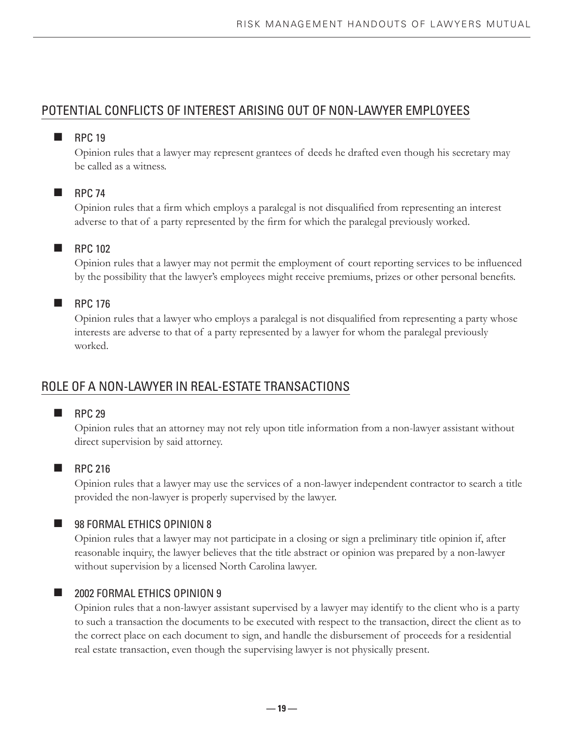## POTENTIAL CONFLICTS OF INTEREST ARISING OUT OF NON-LAWYER EMPLOYEES

- **RPC 19**

  Opinion rules that a lawyer may represent grantees of deeds he drafted even though his secretary may be called as a witness.

- **RPC 74**

  Opinion rules that a firm which employs a paralegal is not disqualified from representing an interest adverse to that of a party represented by the firm for which the paralegal previously worked.

- **RPC 102**

  Opinion rules that a lawyer may not permit the employment of court reporting services to be influenced by the possibility that the lawyer's employees might receive premiums, prizes or other personal benefits.

- **RPC 176**

  Opinion rules that a lawyer who employs a paralegal is not disqualified from representing a party whose interests are adverse to that of a party represented by a lawyer for whom the paralegal previously worked.

## ROLE OF A NON-LAWYER IN REAL-ESTATE TRANSACTIONS

- **RPC 29**

  Opinion rules that an attorney may not rely upon title information from a non-lawyer assistant without direct supervision by said attorney.

- **RPC 216**

  Opinion rules that a lawyer may use the services of a non-lawyer independent contractor to search a title provided the non-lawyer is properly supervised by the lawyer.

- **98 FORMAL ETHICS OPINION 8**

  Opinion rules that a lawyer may not participate in a closing or sign a preliminary title opinion if, after reasonable inquiry, the lawyer believes that the title abstract or opinion was prepared by a non-lawyer without supervision by a licensed North Carolina lawyer.

- **2002 FORMAL ETHICS OPINION 9**

  Opinion rules that a non-lawyer assistant supervised by a lawyer may identify to the client who is a party to such a transaction the documents to be executed with respect to the transaction, direct the client as to the correct place on each document to sign, and handle the disbursement of proceeds for a residential real estate transaction, even though the supervising lawyer is not physically present.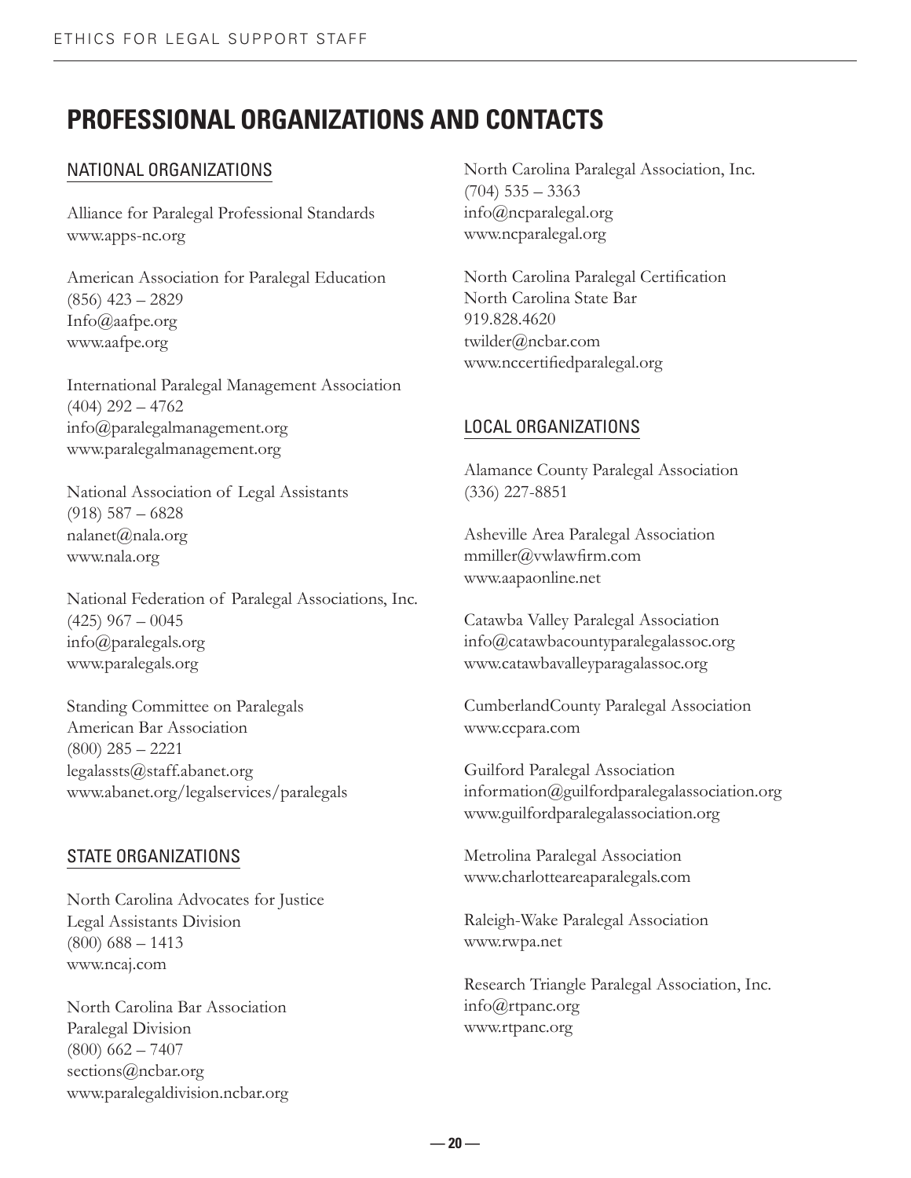# PROFESSIONAL ORGANIZATIONS AND CONTACTS

## NATIONAL ORGANIZATIONS

Alliance for Paralegal Professional Standards
www.apps-nc.org

American Association for Paralegal Education
(856) 423 – 2829
Info@aafpe.org
www.aafpe.org

International Paralegal Management Association
(404) 292 – 4762
info@paralegalmanagement.org
www.paralegalmanagement.org

National Association of Legal Assistants
(918) 587 – 6828
nalanet@nala.org
www.nala.org

National Federation of Paralegal Associations, Inc.
(425) 967 – 0045
info@paralegals.org
www.paralegals.org

Standing Committee on Paralegals
American Bar Association
(800) 285 – 2221
legalassts@staff.abanet.org
www.abanet.org/legalservices/paralegals

## STATE ORGANIZATIONS

North Carolina Advocates for Justice
Legal Assistants Division
(800) 688 – 1413
www.ncaj.com

North Carolina Bar Association
Paralegal Division
(800) 662 – 7407
sections@ncbar.org
www.paralegaldivision.ncbar.org

North Carolina Paralegal Association, Inc.
(704) 535 – 3363
info@ncparalegal.org
www.ncparalegal.org

North Carolina Paralegal Certification
North Carolina State Bar
919.828.4620
twilder@ncbar.com
www.nccertifiedparalegal.org

## LOCAL ORGANIZATIONS

Alamance County Paralegal Association
(336) 227-8851

Asheville Area Paralegal Association
mmiller@vwlawfirm.com
www.aapaonline.net

Catawba Valley Paralegal Association
info@catawbacountyparalegalassoc.org
www.catawbavalleyparagalassoc.org

CumberlandCounty Paralegal Association
www.ccpara.com

Guilford Paralegal Association
information@guilfordparalegalassociation.org
www.guilfordparalegalassociation.org

Metrolina Paralegal Association
www.charlotteareaparalegals.com

Raleigh-Wake Paralegal Association
www.rwpa.net

Research Triangle Paralegal Association, Inc.
info@rtpanc.org
www.rtpanc.org